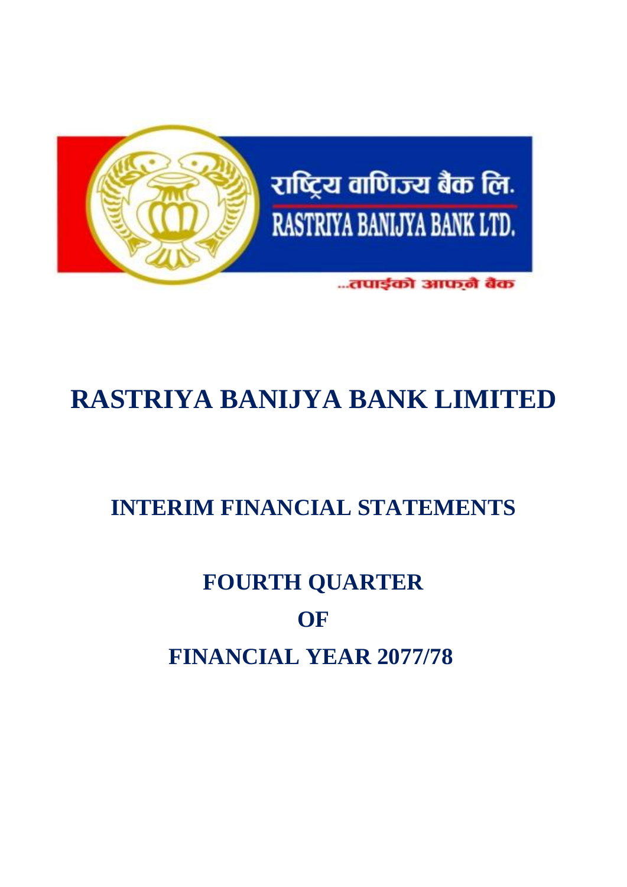राष्ट्रिय वाणिज्य बैंक लि.

RASTRIYA BANIJYA BANK LTD.

...तपाईंको आफ्नै बैंक

# RASTRIYA BANIJYA BANK LIMITED

## INTERIM FINANCIAL STATEMENTS

## FOURTH QUARTER

## OF

## FINANCIAL YEAR 2077/78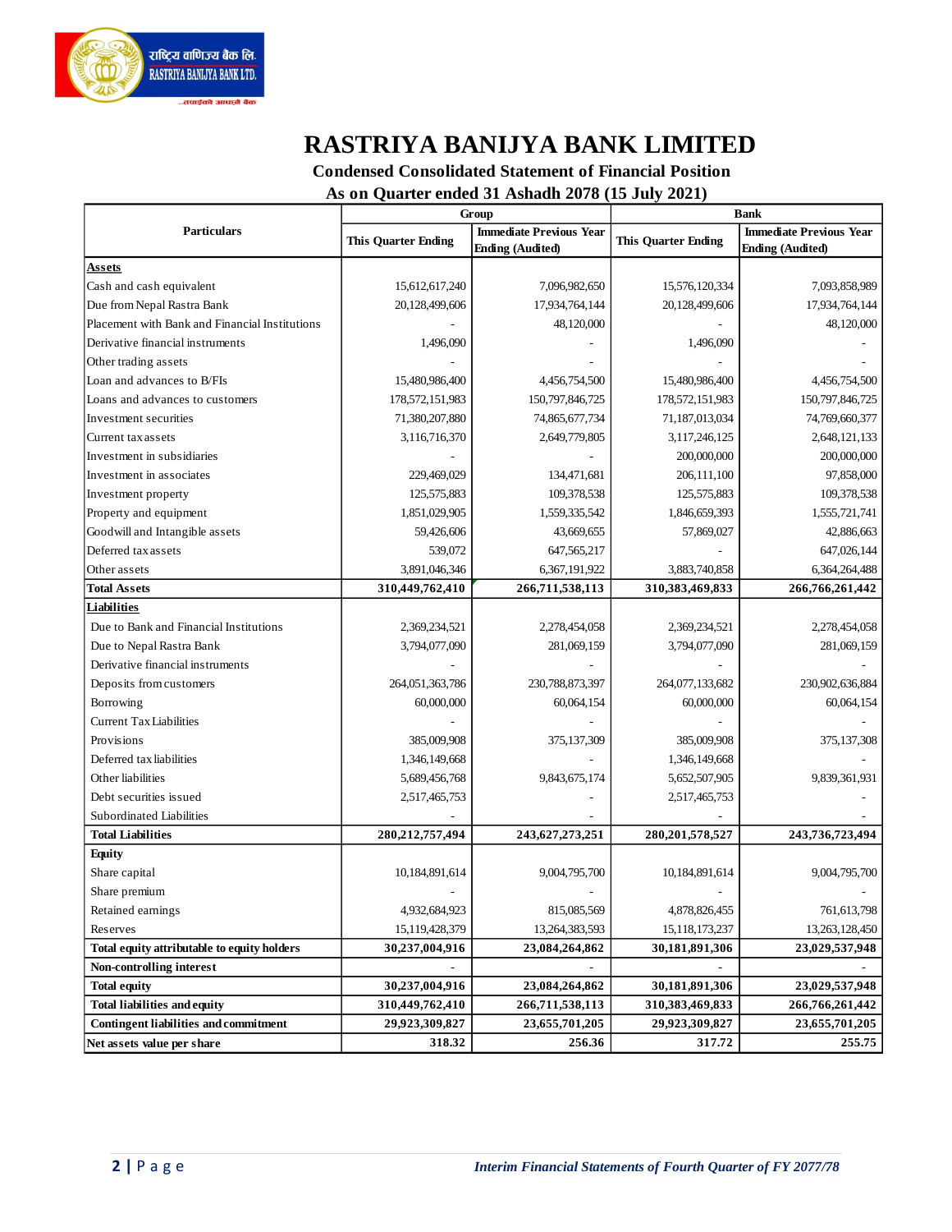# RASTRIYA BANIJYA BANK LIMITED

## Condensed Consolidated Statement of Financial Position

### As on Quarter ended 31 Ashadh 2078 (15 July 2021)

| Particulars | Group | | Bank | |
|---|---|---|---|---|
| | This Quarter Ending | Immediate Previous Year Ending (Audited) | This Quarter Ending | Immediate Previous Year Ending (Audited) |
| **Assets** | | | | |
| Cash and cash equivalent | 15,612,617,240 | 7,096,982,650 | 15,576,120,334 | 7,093,858,989 |
| Due from Nepal Rastra Bank | 20,128,499,606 | 17,934,764,144 | 20,128,499,606 | 17,934,764,144 |
| Placement with Bank and Financial Institutions | - | 48,120,000 | - | 48,120,000 |
| Derivative financial instruments | 1,496,090 | - | 1,496,090 | - |
| Other trading assets | - | - | - | - |
| Loan and advances to B/FIs | 15,480,986,400 | 4,456,754,500 | 15,480,986,400 | 4,456,754,500 |
| Loans and advances to customers | 178,572,151,983 | 150,797,846,725 | 178,572,151,983 | 150,797,846,725 |
| Investment securities | 71,380,207,880 | 74,865,677,734 | 71,187,013,034 | 74,769,660,377 |
| Current tax assets | 3,116,716,370 | 2,649,779,805 | 3,117,246,125 | 2,648,121,133 |
| Investment in subsidiaries | - | - | 200,000,000 | 200,000,000 |
| Investment in associates | 229,469,029 | 134,471,681 | 206,111,100 | 97,858,000 |
| Investment property | 125,575,883 | 109,378,538 | 125,575,883 | 109,378,538 |
| Property and equipment | 1,851,029,905 | 1,559,335,624 | 1,846,659,393 | 1,555,721,741 |
| Goodwill and Intangible assets | 59,426,606 | 43,669,655 | 57,869,027 | 42,886,663 |
| Deferred tax assets | 539,072 | 647,565,217 | - | 647,026,144 |
| Other assets | 3,891,046,346 | 6,367,191,922 | 3,883,740,858 | 6,364,264,488 |
| **Total Assets** | **310,449,762,410** | **266,711,538,113** | **310,383,469,833** | **266,766,261,442** |
| **Liabilities** | | | | |
| Due to Bank and Financial Institutions | 2,369,234,521 | 2,278,454,058 | 2,369,234,521 | 2,278,454,058 |
| Due to Nepal Rastra Bank | 3,794,077,090 | 281,069,159 | 3,794,077,090 | 281,069,159 |
| Derivative financial instruments | - | - | - | - |
| Deposits from customers | 264,051,363,786 | 230,788,873,397 | 264,077,133,682 | 230,902,636,884 |
| Borrowing | 60,000,000 | 60,064,154 | 60,000,000 | 60,064,154 |
| Current Tax Liabilities | - | - | - | - |
| Provisions | 385,009,908 | 375,137,309 | 385,009,908 | 375,137,308 |
| Deferred tax liabilities | 1,346,149,668 | - | 1,346,149,668 | - |
| Other liabilities | 5,689,456,768 | 9,843,675,174 | 5,652,507,905 | 9,839,361,931 |
| Debt securities issued | 2,517,465,753 | - | 2,517,465,753 | - |
| Subordinated Liabilities | - | - | - | - |
| **Total Liabilities** | **280,212,757,494** | **243,627,273,251** | **280,201,578,527** | **243,736,723,494** |
| **Equity** | | | | |
| Share capital | 10,184,891,614 | 9,004,795,700 | 10,184,891,614 | 9,004,795,700 |
| Share premium | - | - | - | - |
| Retained earnings | 4,932,684,923 | 815,085,569 | 4,878,826,455 | 761,613,798 |
| Reserves | 15,119,428,379 | 13,264,383,593 | 15,118,173,237 | 13,263,128,450 |
| **Total equity attributable to equity holders** | **30,237,004,916** | **23,084,264,862** | **30,181,891,306** | **23,029,537,948** |
| **Non-controlling interest** | - | - | - | - |
| **Total equity** | **30,237,004,916** | **23,084,264,862** | **30,181,891,306** | **23,029,537,948** |
| **Total liabilities and equity** | **310,449,762,410** | **266,711,538,113** | **310,383,469,833** | **266,766,261,442** |
| **Contingent liabilities and commitment** | **29,923,309,827** | **23,655,701,205** | **29,923,309,827** | **23,655,701,205** |
| **Net assets value per share** | **318.32** | **256.36** | **317.72** | **255.75** |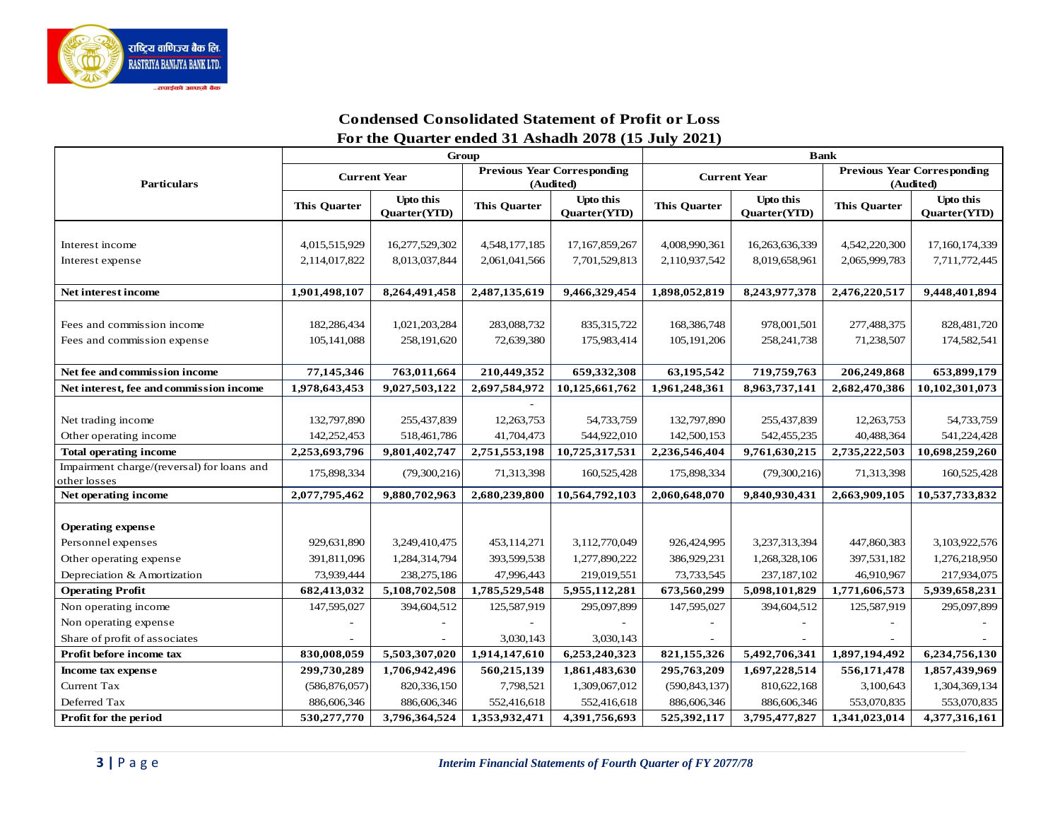## Condensed Consolidated Statement of Profit or Loss

## For the Quarter ended 31 Ashadh 2078 (15 July 2021)

| Particulars | Group | | | | Bank | | | |
|---|---|---|---|---|---|---|---|---|
| | Current Year | | Previous Year Corresponding (Audited) | | Current Year | | Previous Year Corresponding (Audited) | |
| | This Quarter | Upto this Quarter(YTD) | This Quarter | Upto this Quarter(YTD) | This Quarter | Upto this Quarter(YTD) | This Quarter | Upto this Quarter(YTD) |
| Interest income | 4,015,515,929 | 16,277,529,302 | 4,548,177,185 | 17,167,859,267 | 4,008,990,361 | 16,263,636,339 | 4,542,220,300 | 17,160,174,339 |
| Interest expense | 2,114,017,822 | 8,013,037,844 | 2,061,041,566 | 7,701,529,813 | 2,110,937,542 | 8,019,658,961 | 2,065,999,783 | 7,711,772,445 |
| **Net interest income** | **1,901,498,107** | **8,264,491,458** | **2,487,135,619** | **9,466,329,454** | **1,898,052,819** | **8,243,977,378** | **2,476,220,517** | **9,448,401,894** |
| Fees and commission income | 182,286,434 | 1,021,203,284 | 283,088,732 | 835,315,722 | 168,386,748 | 978,001,501 | 277,488,375 | 828,481,720 |
| Fees and commission expense | 105,141,088 | 258,191,620 | 72,639,380 | 175,983,414 | 105,191,206 | 258,241,738 | 71,238,507 | 174,582,541 |
| **Net fee and commission income** | **77,145,346** | **763,011,664** | **210,449,352** | **659,332,308** | **63,195,542** | **719,759,763** | **206,249,868** | **653,899,179** |
| **Net interest, fee and commission income** | **1,978,643,453** | **9,027,503,122** | **2,697,584,972** | **10,125,661,762** | **1,961,248,361** | **8,963,737,141** | **2,682,470,386** | **10,102,301,073** |
| | | | - | | | | | |
| Net trading income | 132,797,890 | 255,437,839 | 12,263,753 | 54,733,759 | 132,797,890 | 255,437,839 | 12,263,753 | 54,733,759 |
| Other operating income | 142,252,453 | 518,461,786 | 41,704,473 | 544,922,010 | 142,500,153 | 542,455,235 | 40,488,364 | 541,224,428 |
| **Total operating income** | **2,253,693,796** | **9,801,402,747** | **2,751,553,198** | **10,725,317,531** | **2,236,546,404** | **9,761,630,215** | **2,735,222,503** | **10,698,259,260** |
| Impairment charge/(reversal) for loans and other losses | 175,898,334 | (79,300,216) | 71,313,398 | 160,525,428 | 175,898,334 | (79,300,216) | 71,313,398 | 160,525,428 |
| **Net operating income** | **2,077,795,462** | **9,880,702,963** | **2,680,239,800** | **10,564,792,103** | **2,060,648,070** | **9,840,930,431** | **2,663,909,105** | **10,537,733,832** |
| **Operating expense** | | | | | | | | |
| Personnel expenses | 929,631,890 | 3,249,410,475 | 453,114,271 | 3,112,770,049 | 926,424,995 | 3,237,313,394 | 447,860,383 | 3,103,922,576 |
| Other operating expense | 391,811,096 | 1,284,314,794 | 393,599,538 | 1,277,890,222 | 386,929,231 | 1,268,328,106 | 397,531,182 | 1,276,218,950 |
| Depreciation & Amortization | 73,939,444 | 238,275,186 | 47,996,443 | 219,019,551 | 73,733,545 | 237,187,102 | 46,910,967 | 217,934,075 |
| **Operating Profit** | **682,413,032** | **5,108,702,508** | **1,785,529,548** | **5,955,112,281** | **673,560,299** | **5,098,101,829** | **1,771,606,573** | **5,939,658,231** |
| Non operating income | 147,595,027 | 394,604,512 | 125,587,919 | 295,097,899 | 147,595,027 | 394,604,512 | 125,587,919 | 295,097,899 |
| Non operating expense | - | - | - | - | - | - | - | - |
| Share of profit of associates | - | - | 3,030,143 | 3,030,143 | - | - | - | - |
| **Profit before income tax** | **830,008,059** | **5,503,307,020** | **1,914,147,610** | **6,253,240,323** | **821,155,326** | **5,492,706,341** | **1,897,194,492** | **6,234,756,130** |
| **Income tax expense** | **299,730,289** | **1,706,942,496** | **560,215,139** | **1,861,483,630** | **295,763,209** | **1,697,228,514** | **556,171,478** | **1,857,439,969** |
| Current Tax | (586,876,057) | 820,336,150 | 7,798,521 | 1,309,067,012 | (590,843,137) | 810,622,168 | 3,100,643 | 1,304,369,134 |
| Deferred Tax | 886,606,346 | 886,606,346 | 552,416,618 | 552,416,618 | 886,606,346 | 886,606,346 | 553,070,835 | 553,070,835 |
| **Profit for the period** | **530,277,770** | **3,796,364,524** | **1,353,932,471** | **4,391,756,693** | **525,392,117** | **3,795,477,827** | **1,341,023,014** | **4,377,316,161** |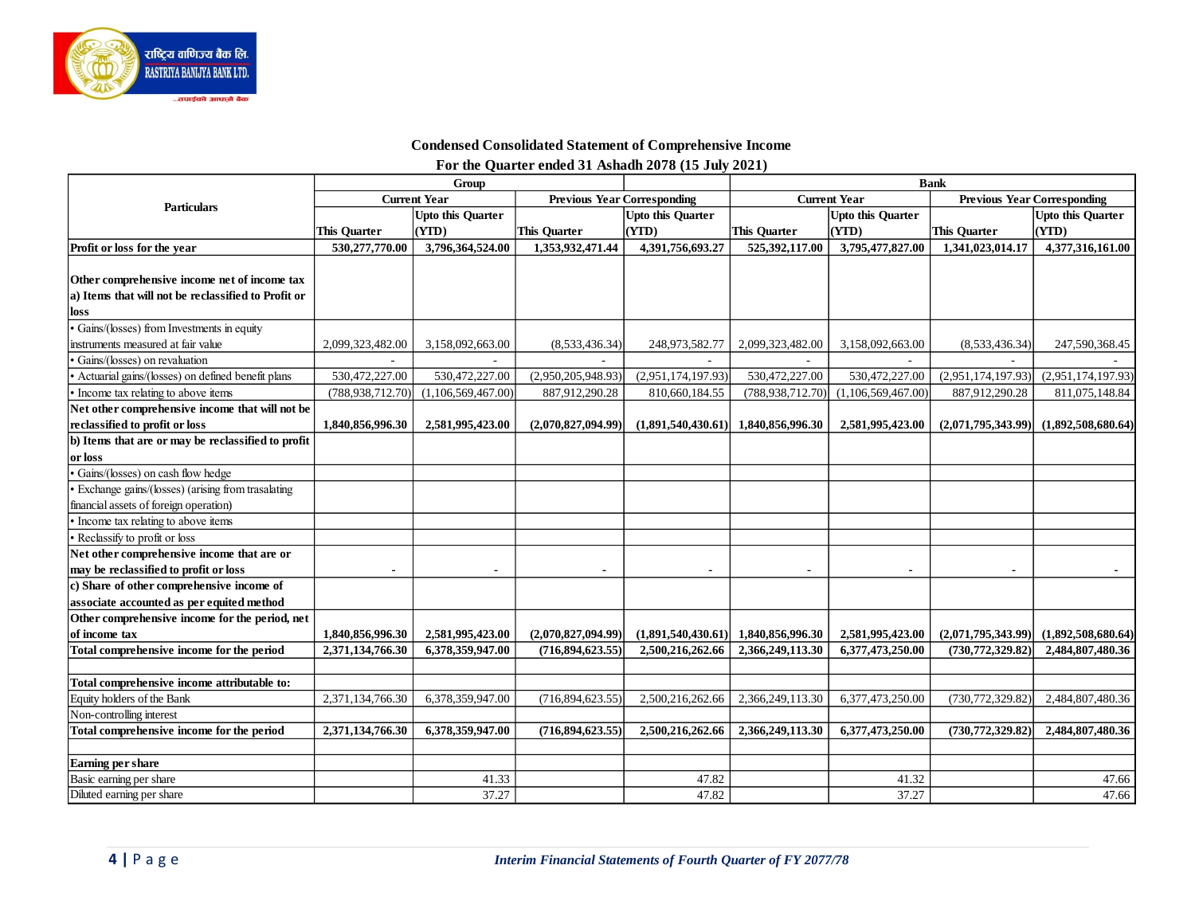## Condensed Consolidated Statement of Comprehensive Income

### For the Quarter ended 31 Ashadh 2078 (15 July 2021)

| Particulars | Group | | | | Bank | | | |
|---|---|---|---|---|---|---|---|---|
| | Current Year | | Previous Year Corresponding | | Current Year | | Previous Year Corresponding | |
| | This Quarter | Upto this Quarter (YTD) | This Quarter | Upto this Quarter (YTD) | This Quarter | Upto this Quarter (YTD) | This Quarter | Upto this Quarter (YTD) |
| **Profit or loss for the year** | **530,277,770.00** | **3,796,364,524.00** | **1,353,932,471.44** | **4,391,756,693.27** | **525,392,117.00** | **3,795,477,827.00** | **1,341,023,014.17** | **4,377,316,161.00** |
| **Other comprehensive income net of income tax a) Items that will not be reclassified to Profit or loss** | | | | | | | | |
| • Gains/(losses) from Investments in equity instruments measured at fair value | 2,099,323,482.00 | 3,158,092,663.00 | (8,533,436.34) | 248,973,582.77 | 2,099,323,482.00 | 3,158,092,663.00 | (8,533,436.34) | 247,590,368.45 |
| • Gains/(losses) on revaluation | - | - | - | - | - | - | - | - |
| • Actuarial gains/(losses) on defined benefit plans | 530,472,227.00 | 530,472,227.00 | (2,950,205,948.93) | (2,951,174,197.93) | 530,472,227.00 | 530,472,227.00 | (2,951,174,197.93) | (2,951,174,197.93) |
| • Income tax relating to above items | (788,938,712.70) | (1,106,569,467.00) | 887,912,290.28 | 810,660,184.55 | (788,938,712.70) | (1,106,569,467.00) | 887,912,290.28 | 811,075,148.84 |
| **Net other comprehensive income that will not be reclassified to profit or loss** | **1,840,856,996.30** | **2,581,995,423.00** | **(2,070,827,094.99)** | **(1,891,540,430.61)** | **1,840,856,996.30** | **2,581,995,423.00** | **(2,071,795,343.99)** | **(1,892,508,680.64)** |
| **b) Items that are or may be reclassified to profit or loss** | | | | | | | | |
| • Gains/(losses) on cash flow hedge | | | | | | | | |
| • Exchange gains/(losses) (arising from trasalating financial assets of foreign operation) | | | | | | | | |
| • Income tax relating to above items | | | | | | | | |
| • Reclassify to profit or loss | | | | | | | | |
| **Net other comprehensive income that are or may be reclassified to profit or loss** | - | - | - | - | - | - | - | - |
| **c) Share of other comprehensive income of associate accounted as per equited method** | | | | | | | | |
| **Other comprehensive income for the period, net of income tax** | **1,840,856,996.30** | **2,581,995,423.00** | **(2,070,827,094.99)** | **(1,891,540,430.61)** | **1,840,856,996.30** | **2,581,995,423.00** | **(2,071,795,343.99)** | **(1,892,508,680.64)** |
| **Total comprehensive income for the period** | **2,371,134,766.30** | **6,378,359,947.00** | **(716,894,623.55)** | **2,500,216,262.66** | **2,366,249,113.30** | **6,377,473,250.00** | **(730,772,329.82)** | **2,484,807,480.36** |
| | | | | | | | | |
| **Total comprehensive income attributable to:** | | | | | | | | |
| Equity holders of the Bank | 2,371,134,766.30 | 6,378,359,947.00 | (716,894,623.55) | 2,500,216,262.66 | 2,366,249,113.30 | 6,377,473,250.00 | (730,772,329.82) | 2,484,807,480.36 |
| Non-controlling interest | | | | | | | | |
| **Total comprehensive income for the period** | **2,371,134,766.30** | **6,378,359,947.00** | **(716,894,623.55)** | **2,500,216,262.66** | **2,366,249,113.30** | **6,377,473,250.00** | **(730,772,329.82)** | **2,484,807,480.36** |
| | | | | | | | | |
| **Earning per share** | | | | | | | | |
| Basic earning per share | | 41.33 | | 47.82 | | 41.32 | | 47.66 |
| Diluted earning per share | | 37.27 | | 47.82 | | 37.27 | | 47.66 |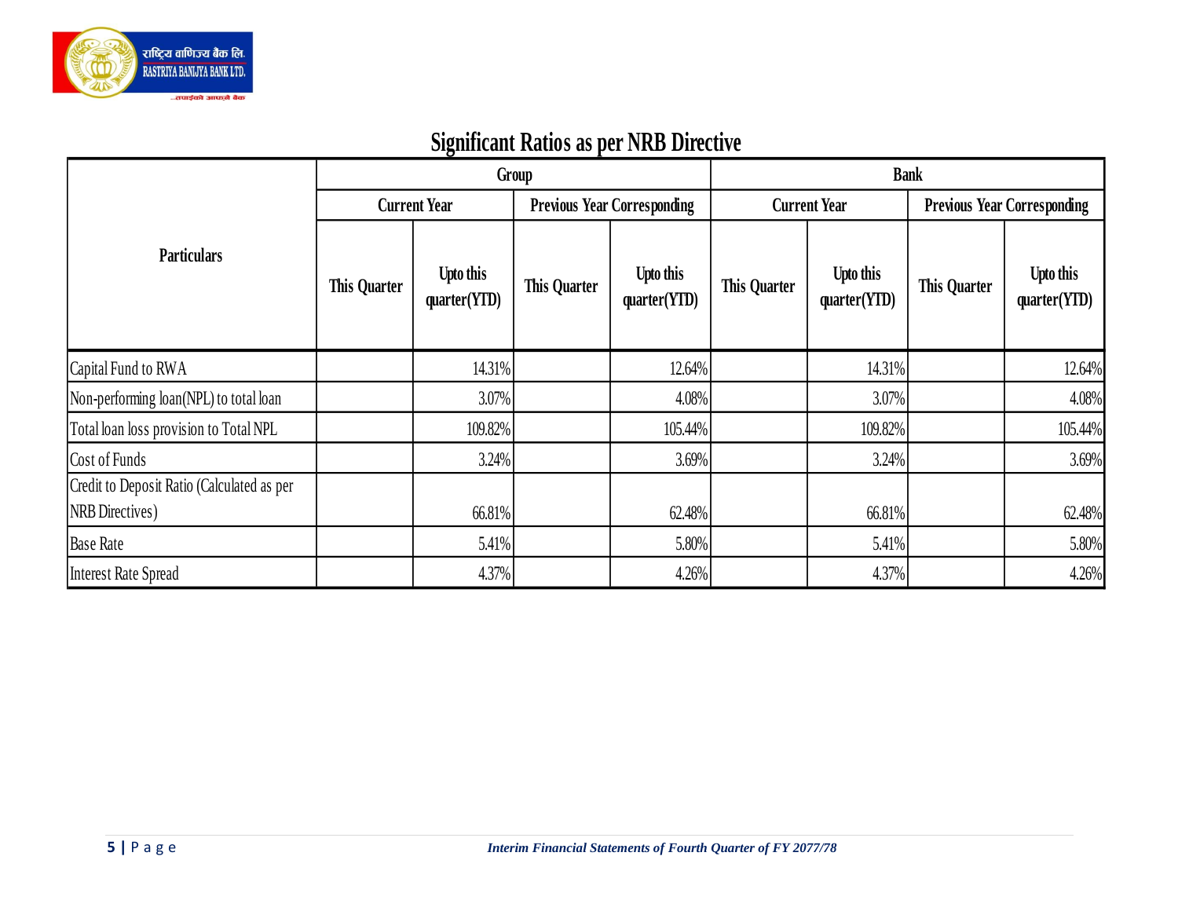## Significant Ratios as per NRB Directive

| Particulars | Group | | | | Bank | | | |
|---|---|---|---|---|---|---|---|---|
| | Current Year | | Previous Year Corresponding | | Current Year | | Previous Year Corresponding | |
| | This Quarter | Upto this quarter(YTD) | This Quarter | Upto this quarter(YTD) | This Quarter | Upto this quarter(YTD) | This Quarter | Upto this quarter(YTD) |
| Capital Fund to RWA | | 14.31% | | 12.64% | | 14.31% | | 12.64% |
| Non-performing loan(NPL) to total loan | | 3.07% | | 4.08% | | 3.07% | | 4.08% |
| Total loan loss provision to Total NPL | | 109.82% | | 105.44% | | 109.82% | | 105.44% |
| Cost of Funds | | 3.24% | | 3.69% | | 3.24% | | 3.69% |
| Credit to Deposit Ratio (Calculated as per NRB Directives) | | 66.81% | | 62.48% | | 66.81% | | 62.48% |
| Base Rate | | 5.41% | | 5.80% | | 5.41% | | 5.80% |
| Interest Rate Spread | | 4.37% | | 4.26% | | 4.37% | | 4.26% |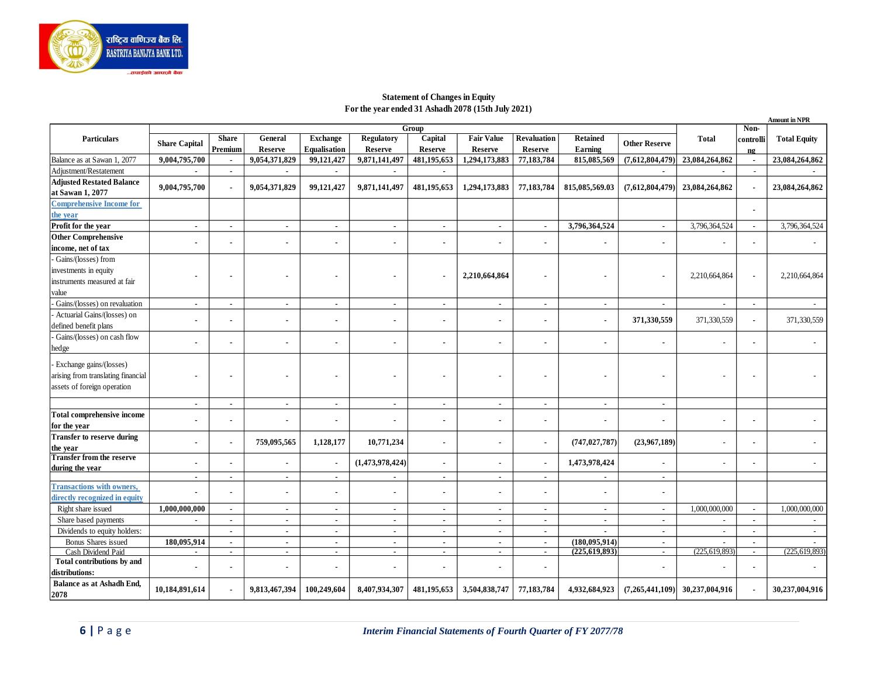राष्ट्रिय वाणिज्य बैंक लि.
RASTRIYA BANIJYA BANK LTD.

## Statement of Changes in Equity
## For the year ended 31 Ashadh 2078 (15th July 2021)

Amount in NPR

| Particulars | Group | | | | | | | | | | | Non-controlling | Total Equity |
|---|---|---|---|---|---|---|---|---|---|---|---|---|---|
| | Share Capital | Share Premium | General Reserve | Exchange Equalisation | Regulatory Reserve | Capital Reserve | Fair Value Reserve | Revaluation Reserve | Retained Earning | Other Reserve | Total | | |
| Balance as at Sawan 1, 2077 | 9,004,795,700 | - | 9,054,371,829 | 99,121,427 | 9,871,141,497 | 481,195,653 | 1,294,173,883 | 77,183,784 | 815,085,569 | (7,612,804,479) | 23,084,264,862 | - | 23,084,264,862 |
| Adjustment/Restatement | - | - | - | - | - | - | | | | - | - | - | - |
| **Adjusted Restated Balance at Sawan 1, 2077** | 9,004,795,700 | - | 9,054,371,829 | 99,121,427 | 9,871,141,497 | 481,195,653 | 1,294,173,883 | 77,183,784 | 815,085,569.03 | (7,612,804,479) | 23,084,264,862 | - | 23,084,264,862 |
| **Comprehensive Income for the year** | | | | | | | | | | | | - | |
| **Profit for the year** | - | - | - | - | - | - | - | - | 3,796,364,524 | - | 3,796,364,524 | - | 3,796,364,524 |
| **Other Comprehensive income, net of tax** | - | - | - | - | - | - | - | - | - | - | - | - | - |
| - Gains/(losses) from investments in equity instruments measured at fair value | - | - | - | - | - | - | 2,210,664,864 | - | - | - | 2,210,664,864 | - | 2,210,664,864 |
| - Gains/(losses) on revaluation | - | - | - | - | - | - | - | - | - | - | - | - | - |
| - Actuarial Gains/(losses) on defined benefit plans | - | - | - | - | - | - | - | - | - | 371,330,559 | 371,330,559 | - | 371,330,559 |
| - Gains/(losses) on cash flow hedge | - | - | - | - | - | - | - | - | - | - | - | - | - |
| - Exchange gains/(losses) arising from translating financial assets of foreign operation | - | - | - | - | - | - | - | - | - | - | - | - | - |
| | - | - | - | - | - | - | - | - | - | - | | | |
| **Total comprehensive income for the year** | - | - | - | - | - | - | - | - | - | - | - | - | - |
| **Transfer to reserve during the year** | - | - | 759,095,565 | 1,128,177 | 10,771,234 | - | - | - | (747,027,787) | (23,967,189) | - | - | - |
| **Transfer from the reserve during the year** | - | - | - | - | (1,473,978,424) | - | - | - | 1,473,978,424 | - | - | - | - |
| | - | - | - | - | - | - | - | - | - | - | | | |
| **Transactions with owners, directly recognized in equity** | - | - | - | - | - | - | - | - | - | - | | | |
| Right share issued | 1,000,000,000 | - | - | - | - | - | - | - | - | - | 1,000,000,000 | - | 1,000,000,000 |
| Share based payments | - | - | - | - | - | - | - | - | - | - | - | - | - |
| Dividends to equity holders: | | - | - | - | - | - | - | - | - | - | - | - | - |
| Bonus Shares issued | 180,095,914 | - | - | - | - | - | - | - | (180,095,914) | - | - | - | - |
| Cash Dividend Paid | - | - | - | - | - | - | - | - | (225,619,893) | - | (225,619,893) | - | (225,619,893) |
| **Total contributions by and distributions:** | - | - | - | - | - | - | - | - | | - | - | - | - |
| **Balance as at Ashadh End, 2078** | 10,184,891,614 | - | 9,813,467,394 | 100,249,604 | 8,407,934,307 | 481,195,653 | 3,504,838,747 | 77,183,784 | 4,932,684,923 | (7,265,441,109) | 30,237,004,916 | - | 30,237,004,916 |

*Interim Financial Statements of Fourth Quarter of FY 2077/78*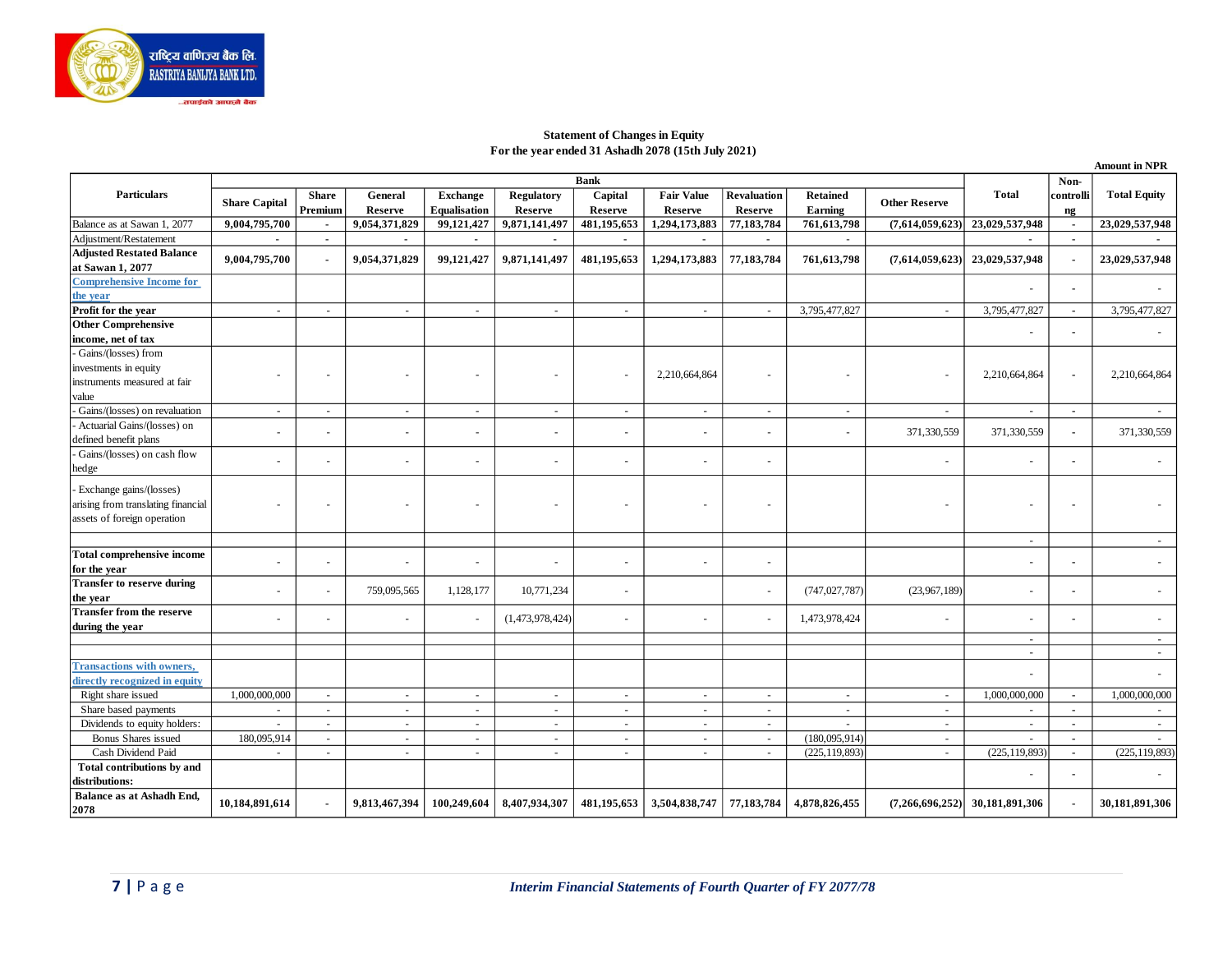राष्ट्रिय वाणिज्य बैंक लि.
RASTRIYA BANIJYA BANK LTD.
...तपाईंको आफ्नै बैंक

## Statement of Changes in Equity
### For the year ended 31 Ashadh 2078 (15th July 2021)

Amount in NPR

| Particulars | Bank | | | | | | | | | | | Non-controlling | Total Equity |
|---|---|---|---|---|---|---|---|---|---|---|---|---|---|
| | Share Capital | Share Premium | General Reserve | Exchange Equalisation | Regulatory Reserve | Capital Reserve | Fair Value Reserve | Revaluation Reserve | Retained Earning | Other Reserve | Total | | |
| Balance as at Sawan 1, 2077 | **9,004,795,700** | **-** | **9,054,371,829** | **99,121,427** | **9,871,141,497** | **481,195,653** | **1,294,173,883** | **77,183,784** | **761,613,798** | **(7,614,059,623)** | **23,029,537,948** | **-** | **23,029,537,948** |
| Adjustment/Restatement | - | - | - | - | - | - | - | - | - | | - | - | - |
| **Adjusted Restated Balance at Sawan 1, 2077** | **9,004,795,700** | **-** | **9,054,371,829** | **99,121,427** | **9,871,141,497** | **481,195,653** | **1,294,173,883** | **77,183,784** | **761,613,798** | **(7,614,059,623)** | **23,029,537,948** | **-** | **23,029,537,948** |
| **Comprehensive Income for the year** | | | | | | | | | | | - | - | - |
| **Profit for the year** | - | - | - | - | - | - | - | - | 3,795,477,827 | - | 3,795,477,827 | - | 3,795,477,827 |
| **Other Comprehensive income, net of tax** | | | | | | | | | | | - | - | - |
| - Gains/(losses) from investments in equity instruments measured at fair value | - | - | - | - | - | - | 2,210,664,864 | - | - | - | 2,210,664,864 | - | 2,210,664,864 |
| - Gains/(losses) on revaluation | - | - | - | - | - | - | - | - | - | - | - | - | - |
| - Actuarial Gains/(losses) on defined benefit plans | - | - | - | - | - | - | - | - | - | 371,330,559 | 371,330,559 | - | 371,330,559 |
| - Gains/(losses) on cash flow hedge | - | - | - | - | - | - | - | - | | - | - | - | - |
| - Exchange gains/(losses) arising from translating financial assets of foreign operation | - | - | - | - | - | - | - | - | | - | - | - | - |
| | | | | | | | | | | | - | | - |
| **Total comprehensive income for the year** | - | - | - | - | - | - | - | - | | | - | - | - |
| **Transfer to reserve during the year** | - | - | 759,095,565 | 1,128,177 | 10,771,234 | - | | - | (747,027,787) | (23,967,189) | - | - | - |
| **Transfer from the reserve during the year** | - | - | - | - | (1,473,978,424) | - | - | - | 1,473,978,424 | - | - | - | - |
| | | | | | | | | | | | - | | - |
| | | | | | | | | | | | - | | - |
| **Transactions with owners, directly recognized in equity** | | | | | | | | | | | - | | - |
| Right share issued | 1,000,000,000 | - | - | - | - | - | - | - | - | - | 1,000,000,000 | - | 1,000,000,000 |
| Share based payments | - | - | - | - | - | - | - | - | - | - | - | - | - |
| Dividends to equity holders: | - | - | - | - | - | - | - | - | - | - | - | - | - |
| Bonus Shares issued | 180,095,914 | - | - | - | - | - | - | - | (180,095,914) | - | - | - | - |
| Cash Dividend Paid | - | - | - | - | - | - | - | - | (225,119,893) | - | (225,119,893) | - | (225,119,893) |
| **Total contributions by and distributions:** | | | | | | | | | | | - | - | - |
| **Balance as at Ashadh End, 2078** | **10,184,891,614** | **-** | **9,813,467,394** | **100,249,604** | **8,407,934,307** | **481,195,653** | **3,504,838,747** | **77,183,784** | **4,878,826,455** | **(7,266,696,252)** | **30,181,891,306** | **-** | **30,181,891,306** |

*Interim Financial Statements of Fourth Quarter of FY 2077/78*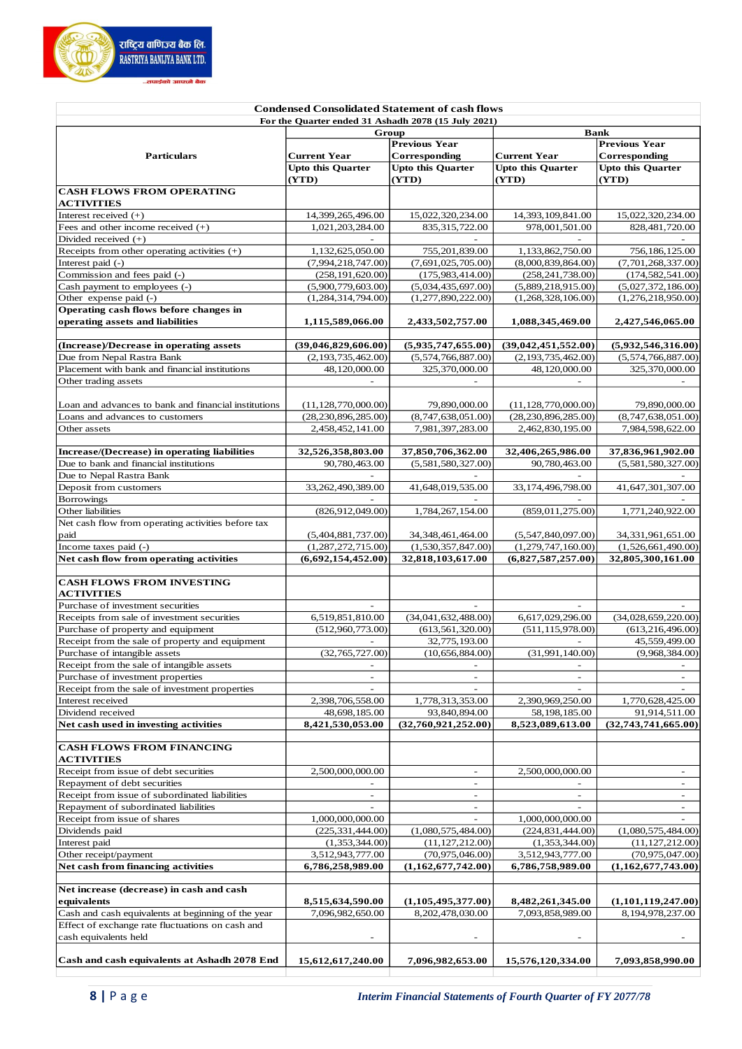राष्ट्रिय वाणिज्य बैंक लि.
RASTRIYA BANIJYA BANK LTD.

## Condensed Consolidated Statement of cash flows

For the Quarter ended 31 Ashadh 2078 (15 July 2021)

| Particulars | Group | | Bank | |
|---|---|---|---|---|
| | Current Year Upto this Quarter (YTD) | Previous Year Corresponding Upto this Quarter (YTD) | Current Year Upto this Quarter (YTD) | Previous Year Corresponding Upto this Quarter (YTD) |
| **CASH FLOWS FROM OPERATING ACTIVITIES** | | | | |
| Interest received (+) | 14,399,265,496.00 | 15,022,320,234.00 | 14,393,109,841.00 | 15,022,320,234.00 |
| Fees and other income received (+) | 1,021,203,284.00 | 835,315,722.00 | 978,001,501.00 | 828,481,720.00 |
| Divided received (+) | - | - | - | - |
| Receipts from other operating activities (+) | 1,132,625,050.00 | 755,201,839.00 | 1,133,862,750.00 | 756,186,125.00 |
| Interest paid (-) | (7,994,218,747.00) | (7,691,025,705.00) | (8,000,839,864.00) | (7,701,268,337.00) |
| Commission and fees paid (-) | (258,191,620.00) | (175,983,414.00) | (258,241,738.00) | (174,582,541.00) |
| Cash payment to employees (-) | (5,900,779,603.00) | (5,034,435,697.00) | (5,889,218,915.00) | (5,027,372,186.00) |
| Other expense paid (-) | (1,284,314,794.00) | (1,277,890,222.00) | (1,268,328,106.00) | (1,276,218,950.00) |
| **Operating cash flows before changes in operating assets and liabilities** | **1,115,589,066.00** | **2,433,502,757.00** | **1,088,345,469.00** | **2,427,546,065.00** |
| | | | | |
| **(Increase)/Decrease in operating assets** | **(39,046,829,606.00)** | **(5,935,747,655.00)** | **(39,042,451,552.00)** | **(5,932,546,316.00)** |
| Due from Nepal Rastra Bank | (2,193,735,462.00) | (5,574,766,887.00) | (2,193,735,462.00) | (5,574,766,887.00) |
| Placement with bank and financial institutions | 48,120,000.00 | 325,370,000.00 | 48,120,000.00 | 325,370,000.00 |
| Other trading assets | - | - | - | - |
| Loan and advances to bank and financial institutions | (11,128,770,000.00) | 79,890,000.00 | (11,128,770,000.00) | 79,890,000.00 |
| Loans and advances to customers | (28,230,896,285.00) | (8,747,638,051.00) | (28,230,896,285.00) | (8,747,638,051.00) |
| Other assets | 2,458,452,141.00 | 7,981,397,283.00 | 2,462,830,195.00 | 7,984,598,622.00 |
| | | | | |
| **Increase/(Decrease) in operating liabilities** | **32,526,358,803.00** | **37,850,706,362.00** | **32,406,265,986.00** | **37,836,961,902.00** |
| Due to bank and financial institutions | 90,780,463.00 | (5,581,580,327.00) | 90,780,463.00 | (5,581,580,327.00) |
| Due to Nepal Rastra Bank | - | - | - | - |
| Deposit from customers | 33,262,490,389.00 | 41,648,019,535.00 | 33,174,496,798.00 | 41,647,301,307.00 |
| Borrowings | - | - | - | - |
| Other liabilities | (826,912,049.00) | 1,784,267,154.00 | (859,011,275.00) | 1,771,240,922.00 |
| Net cash flow from operating activities before tax paid | (5,404,881,737.00) | 34,348,461,464.00 | (5,547,840,097.00) | 34,331,961,651.00 |
| Income taxes paid (-) | (1,287,272,715.00) | (1,530,357,847.00) | (1,279,747,160.00) | (1,526,661,490.00) |
| **Net cash flow from operating activities** | **(6,692,154,452.00)** | **32,818,103,617.00** | **(6,827,587,257.00)** | **32,805,300,161.00** |
| | | | | |
| **CASH FLOWS FROM INVESTING ACTIVITIES** | | | | |
| Purchase of investment securities | - | - | - | - |
| Receipts from sale of investment securities | 6,519,851,810.00 | (34,041,632,488.00) | 6,617,029,296.00 | (34,028,659,220.00) |
| Purchase of property and equipment | (512,960,773.00) | (613,561,320.00) | (511,115,978.00) | (613,216,496.00) |
| Receipt from the sale of property and equipment | - | 32,775,193.00 | - | 45,559,499.00 |
| Purchase of intangible assets | (32,765,727.00) | (10,656,884.00) | (31,991,140.00) | (9,968,384.00) |
| Receipt from the sale of intangible assets | - | - | - | - |
| Purchase of investment properties | - | - | - | - |
| Receipt from the sale of investment properties | - | - | - | - |
| Interest received | 2,398,706,558.00 | 1,778,313,353.00 | 2,390,969,250.00 | 1,770,628,425.00 |
| Dividend received | 48,698,185.00 | 93,840,894.00 | 58,198,185.00 | 91,914,511.00 |
| **Net cash used in investing activities** | **8,421,530,053.00** | **(32,760,921,252.00)** | **8,523,089,613.00** | **(32,743,741,665.00)** |
| | | | | |
| **CASH FLOWS FROM FINANCING ACTIVITIES** | | | | |
| Receipt from issue of debt securities | 2,500,000,000.00 | - | 2,500,000,000.00 | - |
| Repayment of debt securities | - | - | - | - |
| Receipt from issue of subordinated liabilities | - | - | - | - |
| Repayment of subordinated liabilities | - | - | - | - |
| Receipt from issue of shares | 1,000,000,000.00 | - | 1,000,000,000.00 | - |
| Dividends paid | (225,331,444.00) | (1,080,575,484.00) | (224,831,444.00) | (1,080,575,484.00) |
| Interest paid | (1,353,344.00) | (11,127,212.00) | (1,353,344.00) | (11,127,212.00) |
| Other receipt/payment | 3,512,943,777.00 | (70,975,046.00) | 3,512,943,777.00 | (70,975,047.00) |
| **Net cash from financing activities** | **6,786,258,989.00** | **(1,162,677,742.00)** | **6,786,758,989.00** | **(1,162,677,743.00)** |
| | | | | |
| **Net increase (decrease) in cash and cash equivalents** | **8,515,634,590.00** | **(1,105,495,377.00)** | **8,482,261,345.00** | **(1,101,119,247.00)** |
| Cash and cash equivalents at beginning of the year | 7,096,982,650.00 | 8,202,478,030.00 | 7,093,858,989.00 | 8,194,978,237.00 |
| Effect of exchange rate fluctuations on cash and cash equivalents held | - | - | - | - |
| | | | | |
| **Cash and cash equivalents at Ashadh 2078 End** | **15,612,617,240.00** | **7,096,982,653.00** | **15,576,120,334.00** | **7,093,858,990.00** |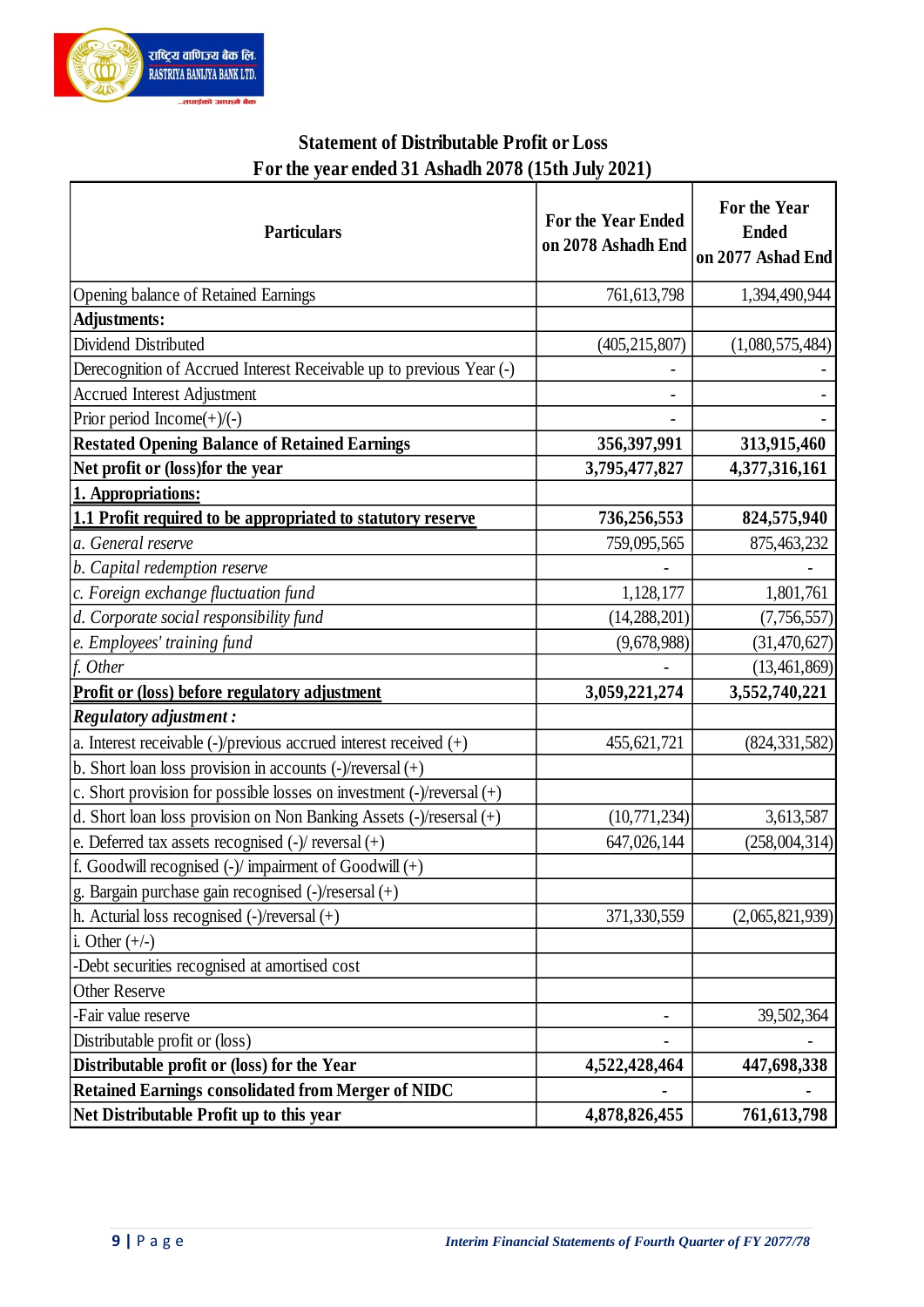## Statement of Distributable Profit or Loss
## For the year ended 31 Ashadh 2078 (15th July 2021)

| Particulars | For the Year Ended on 2078 Ashadh End | For the Year Ended on 2077 Ashad End |
|---|---|---|
| Opening balance of Retained Earnings | 761,613,798 | 1,394,490,944 |
| **Adjustments:** | | |
| Dividend Distributed | (405,215,807) | (1,080,575,484) |
| Derecognition of Accrued Interest Receivable up to previous Year (-) | - | - |
| Accrued Interest Adjustment | - | - |
| Prior period Income(+)/(-) | - | - |
| **Restated Opening Balance of Retained Earnings** | **356,397,991** | **313,915,460** |
| **Net profit or (loss)for the year** | **3,795,477,827** | **4,377,316,161** |
| **1. Appropriations:** | | |
| **1.1 Profit required to be appropriated to statutory reserve** | **736,256,553** | **824,575,940** |
| *a. General reserve* | 759,095,565 | 875,463,232 |
| *b. Capital redemption reserve* | - | - |
| *c. Foreign exchange fluctuation fund* | 1,128,177 | 1,801,761 |
| *d. Corporate social responsibility fund* | (14,288,201) | (7,756,557) |
| *e. Employees' training fund* | (9,678,988) | (31,470,627) |
| *f. Other* | - | (13,461,869) |
| **Profit or (loss) before regulatory adjustment** | **3,059,221,274** | **3,552,740,221** |
| ***Regulatory adjustment :*** | | |
| a. Interest receivable (-)/previous accrued interest received (+) | 455,621,721 | (824,331,582) |
| b. Short loan loss provision in accounts (-)/reversal (+) | | |
| c. Short provision for possible losses on investment (-)/reversal (+) | | |
| d. Short loan loss provision on Non Banking Assets (-)/resersal (+) | (10,771,234) | 3,613,587 |
| e. Deferred tax assets recognised (-)/ reversal (+) | 647,026,144 | (258,004,314) |
| f. Goodwill recognised (-)/ impairment of Goodwill (+) | | |
| g. Bargain purchase gain recognised (-)/resersal (+) | | |
| h. Acturial loss recognised (-)/reversal (+) | 371,330,559 | (2,065,821,939) |
| i. Other (+/-) | | |
| -Debt securities recognised at amortised cost | | |
| Other Reserve | | |
| -Fair value reserve | - | 39,502,364 |
| Distributable profit or (loss) | - | - |
| **Distributable profit or (loss) for the Year** | **4,522,428,464** | **447,698,338** |
| **Retained Earnings consolidated from Merger of NIDC** | **-** | **-** |
| **Net Distributable Profit up to this year** | **4,878,826,455** | **761,613,798** |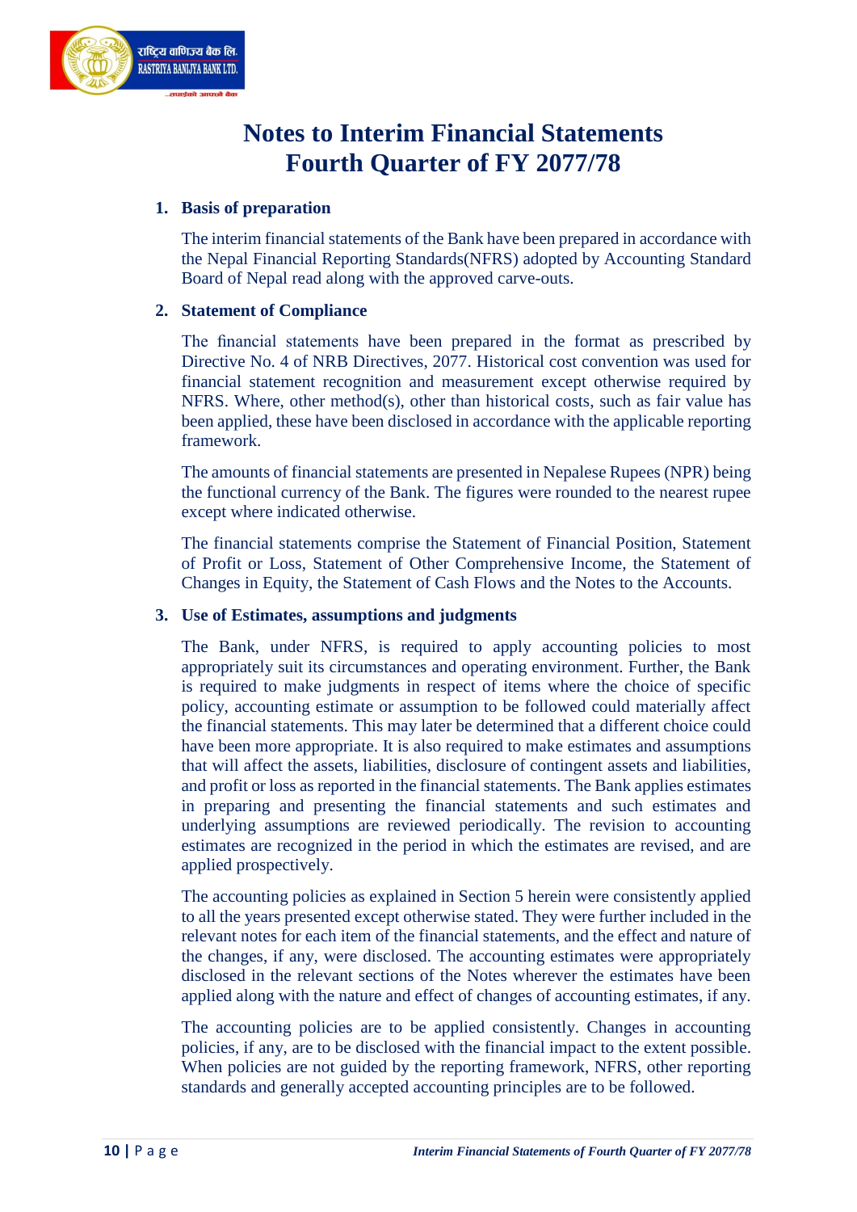# Notes to Interim Financial Statements
# Fourth Quarter of FY 2077/78

## 1. Basis of preparation

The interim financial statements of the Bank have been prepared in accordance with the Nepal Financial Reporting Standards(NFRS) adopted by Accounting Standard Board of Nepal read along with the approved carve-outs.

## 2. Statement of Compliance

The financial statements have been prepared in the format as prescribed by Directive No. 4 of NRB Directives, 2077. Historical cost convention was used for financial statement recognition and measurement except otherwise required by NFRS. Where, other method(s), other than historical costs, such as fair value has been applied, these have been disclosed in accordance with the applicable reporting framework.

The amounts of financial statements are presented in Nepalese Rupees (NPR) being the functional currency of the Bank. The figures were rounded to the nearest rupee except where indicated otherwise.

The financial statements comprise the Statement of Financial Position, Statement of Profit or Loss, Statement of Other Comprehensive Income, the Statement of Changes in Equity, the Statement of Cash Flows and the Notes to the Accounts.

## 3. Use of Estimates, assumptions and judgments

The Bank, under NFRS, is required to apply accounting policies to most appropriately suit its circumstances and operating environment. Further, the Bank is required to make judgments in respect of items where the choice of specific policy, accounting estimate or assumption to be followed could materially affect the financial statements. This may later be determined that a different choice could have been more appropriate. It is also required to make estimates and assumptions that will affect the assets, liabilities, disclosure of contingent assets and liabilities, and profit or loss as reported in the financial statements. The Bank applies estimates in preparing and presenting the financial statements and such estimates and underlying assumptions are reviewed periodically. The revision to accounting estimates are recognized in the period in which the estimates are revised, and are applied prospectively.

The accounting policies as explained in Section 5 herein were consistently applied to all the years presented except otherwise stated. They were further included in the relevant notes for each item of the financial statements, and the effect and nature of the changes, if any, were disclosed. The accounting estimates were appropriately disclosed in the relevant sections of the Notes wherever the estimates have been applied along with the nature and effect of changes of accounting estimates, if any.

The accounting policies are to be applied consistently. Changes in accounting policies, if any, are to be disclosed with the financial impact to the extent possible. When policies are not guided by the reporting framework, NFRS, other reporting standards and generally accepted accounting principles are to be followed.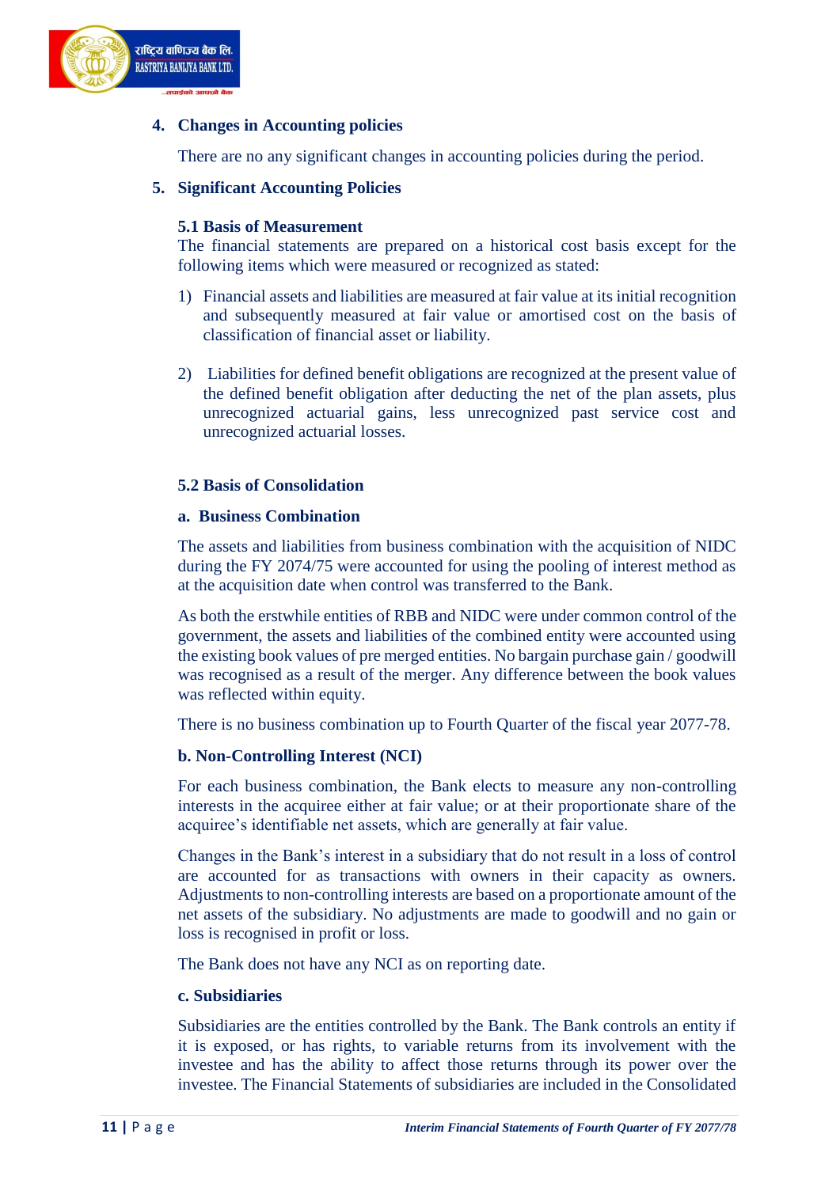## 4. Changes in Accounting policies

There are no any significant changes in accounting policies during the period.

## 5. Significant Accounting Policies

### 5.1 Basis of Measurement

The financial statements are prepared on a historical cost basis except for the following items which were measured or recognized as stated:

1) Financial assets and liabilities are measured at fair value at its initial recognition and subsequently measured at fair value or amortised cost on the basis of classification of financial asset or liability.

2) Liabilities for defined benefit obligations are recognized at the present value of the defined benefit obligation after deducting the net of the plan assets, plus unrecognized actuarial gains, less unrecognized past service cost and unrecognized actuarial losses.

### 5.2 Basis of Consolidation

#### a. Business Combination

The assets and liabilities from business combination with the acquisition of NIDC during the FY 2074/75 were accounted for using the pooling of interest method as at the acquisition date when control was transferred to the Bank.

As both the erstwhile entities of RBB and NIDC were under common control of the government, the assets and liabilities of the combined entity were accounted using the existing book values of pre merged entities. No bargain purchase gain / goodwill was recognised as a result of the merger. Any difference between the book values was reflected within equity.

There is no business combination up to Fourth Quarter of the fiscal year 2077-78.

#### b. Non-Controlling Interest (NCI)

For each business combination, the Bank elects to measure any non-controlling interests in the acquiree either at fair value; or at their proportionate share of the acquiree's identifiable net assets, which are generally at fair value.

Changes in the Bank's interest in a subsidiary that do not result in a loss of control are accounted for as transactions with owners in their capacity as owners. Adjustments to non-controlling interests are based on a proportionate amount of the net assets of the subsidiary. No adjustments are made to goodwill and no gain or loss is recognised in profit or loss.

The Bank does not have any NCI as on reporting date.

#### c. Subsidiaries

Subsidiaries are the entities controlled by the Bank. The Bank controls an entity if it is exposed, or has rights, to variable returns from its involvement with the investee and has the ability to affect those returns through its power over the investee. The Financial Statements of subsidiaries are included in the Consolidated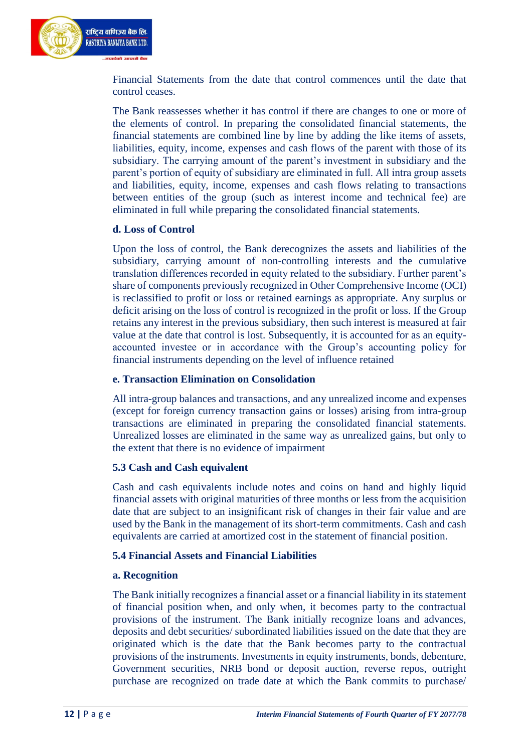Financial Statements from the date that control commences until the date that control ceases.

The Bank reassesses whether it has control if there are changes to one or more of the elements of control. In preparing the consolidated financial statements, the financial statements are combined line by line by adding the like items of assets, liabilities, equity, income, expenses and cash flows of the parent with those of its subsidiary. The carrying amount of the parent's investment in subsidiary and the parent's portion of equity of subsidiary are eliminated in full. All intra group assets and liabilities, equity, income, expenses and cash flows relating to transactions between entities of the group (such as interest income and technical fee) are eliminated in full while preparing the consolidated financial statements.

**d. Loss of Control**

Upon the loss of control, the Bank derecognizes the assets and liabilities of the subsidiary, carrying amount of non-controlling interests and the cumulative translation differences recorded in equity related to the subsidiary. Further parent's share of components previously recognized in Other Comprehensive Income (OCI) is reclassified to profit or loss or retained earnings as appropriate. Any surplus or deficit arising on the loss of control is recognized in the profit or loss. If the Group retains any interest in the previous subsidiary, then such interest is measured at fair value at the date that control is lost. Subsequently, it is accounted for as an equity-accounted investee or in accordance with the Group's accounting policy for financial instruments depending on the level of influence retained

**e. Transaction Elimination on Consolidation**

All intra-group balances and transactions, and any unrealized income and expenses (except for foreign currency transaction gains or losses) arising from intra-group transactions are eliminated in preparing the consolidated financial statements. Unrealized losses are eliminated in the same way as unrealized gains, but only to the extent that there is no evidence of impairment

### 5.3 Cash and Cash equivalent

Cash and cash equivalents include notes and coins on hand and highly liquid financial assets with original maturities of three months or less from the acquisition date that are subject to an insignificant risk of changes in their fair value and are used by the Bank in the management of its short-term commitments. Cash and cash equivalents are carried at amortized cost in the statement of financial position.

### 5.4 Financial Assets and Financial Liabilities

**a. Recognition**

The Bank initially recognizes a financial asset or a financial liability in its statement of financial position when, and only when, it becomes party to the contractual provisions of the instrument. The Bank initially recognize loans and advances, deposits and debt securities/ subordinated liabilities issued on the date that they are originated which is the date that the Bank becomes party to the contractual provisions of the instruments. Investments in equity instruments, bonds, debenture, Government securities, NRB bond or deposit auction, reverse repos, outright purchase are recognized on trade date at which the Bank commits to purchase/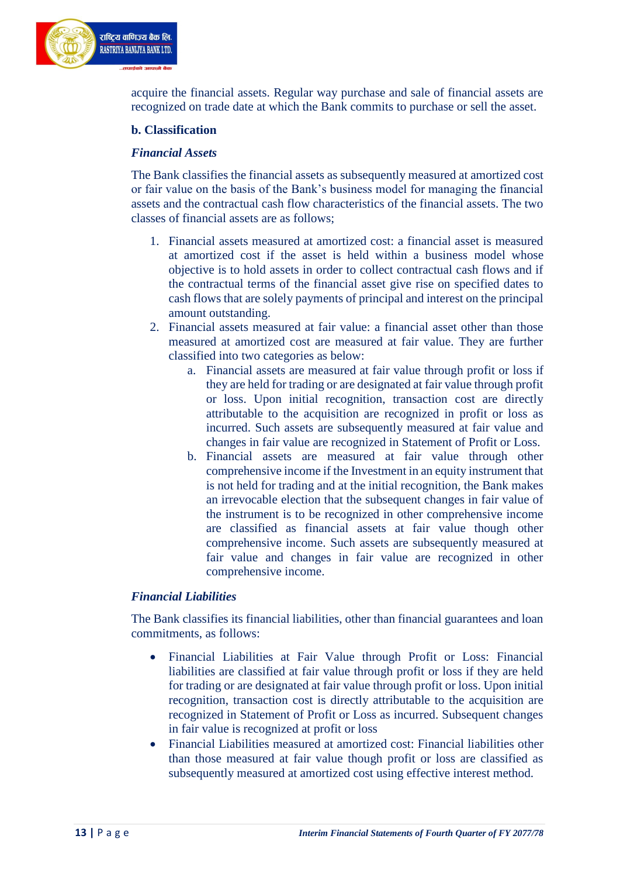acquire the financial assets. Regular way purchase and sale of financial assets are recognized on trade date at which the Bank commits to purchase or sell the asset.

**b. Classification**

***Financial Assets***

The Bank classifies the financial assets as subsequently measured at amortized cost or fair value on the basis of the Bank's business model for managing the financial assets and the contractual cash flow characteristics of the financial assets. The two classes of financial assets are as follows;

1. Financial assets measured at amortized cost: a financial asset is measured at amortized cost if the asset is held within a business model whose objective is to hold assets in order to collect contractual cash flows and if the contractual terms of the financial asset give rise on specified dates to cash flows that are solely payments of principal and interest on the principal amount outstanding.
2. Financial assets measured at fair value: a financial asset other than those measured at amortized cost are measured at fair value. They are further classified into two categories as below:
    a. Financial assets are measured at fair value through profit or loss if they are held for trading or are designated at fair value through profit or loss. Upon initial recognition, transaction cost are directly attributable to the acquisition are recognized in profit or loss as incurred. Such assets are subsequently measured at fair value and changes in fair value are recognized in Statement of Profit or Loss.
    b. Financial assets are measured at fair value through other comprehensive income if the Investment in an equity instrument that is not held for trading and at the initial recognition, the Bank makes an irrevocable election that the subsequent changes in fair value of the instrument is to be recognized in other comprehensive income are classified as financial assets at fair value though other comprehensive income. Such assets are subsequently measured at fair value and changes in fair value are recognized in other comprehensive income.

***Financial Liabilities***

The Bank classifies its financial liabilities, other than financial guarantees and loan commitments, as follows:

- Financial Liabilities at Fair Value through Profit or Loss: Financial liabilities are classified at fair value through profit or loss if they are held for trading or are designated at fair value through profit or loss. Upon initial recognition, transaction cost is directly attributable to the acquisition are recognized in Statement of Profit or Loss as incurred. Subsequent changes in fair value is recognized at profit or loss
- Financial Liabilities measured at amortized cost: Financial liabilities other than those measured at fair value though profit or loss are classified as subsequently measured at amortized cost using effective interest method.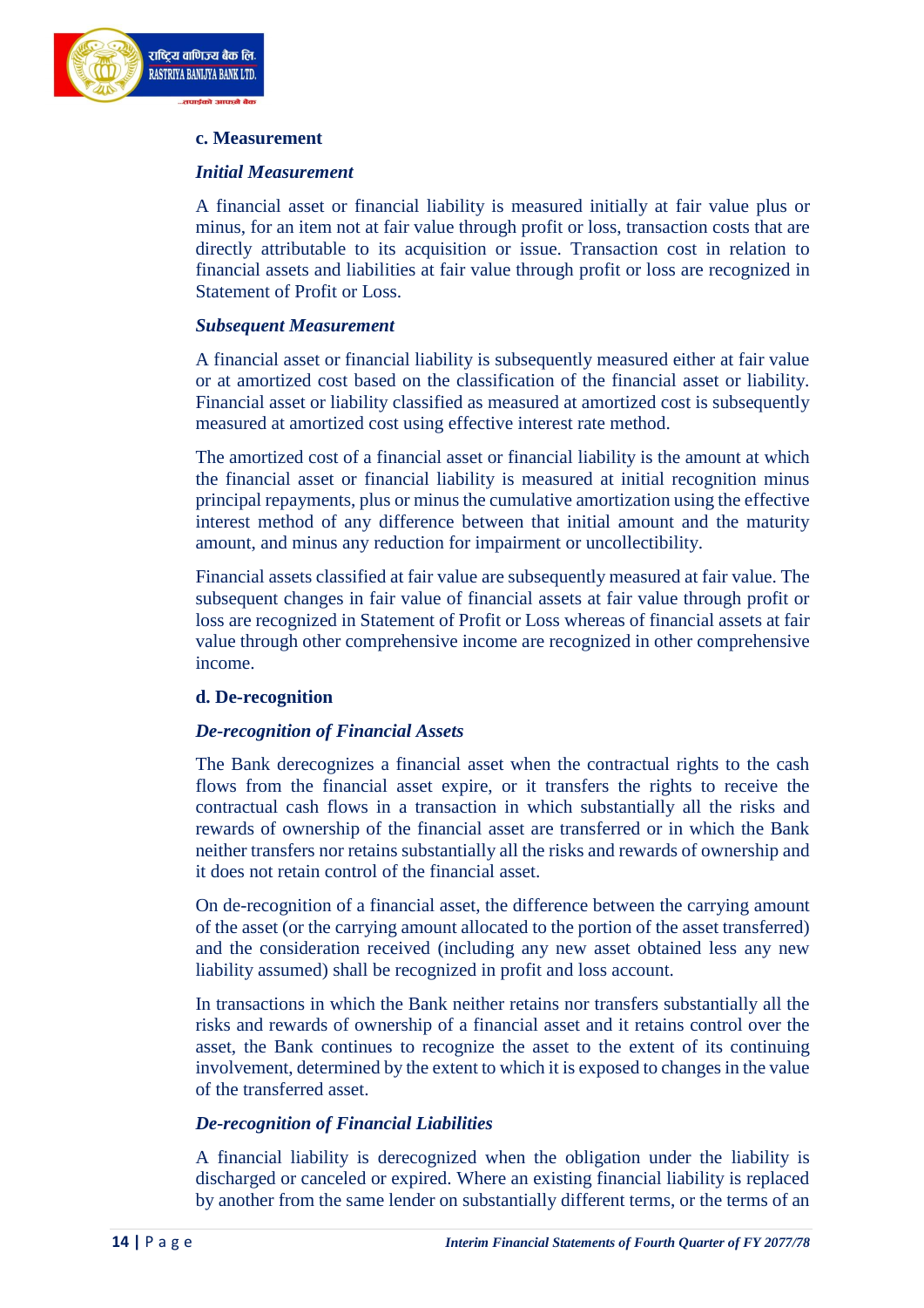**c. Measurement**

***Initial Measurement***

A financial asset or financial liability is measured initially at fair value plus or minus, for an item not at fair value through profit or loss, transaction costs that are directly attributable to its acquisition or issue. Transaction cost in relation to financial assets and liabilities at fair value through profit or loss are recognized in Statement of Profit or Loss.

***Subsequent Measurement***

A financial asset or financial liability is subsequently measured either at fair value or at amortized cost based on the classification of the financial asset or liability. Financial asset or liability classified as measured at amortized cost is subsequently measured at amortized cost using effective interest rate method.

The amortized cost of a financial asset or financial liability is the amount at which the financial asset or financial liability is measured at initial recognition minus principal repayments, plus or minus the cumulative amortization using the effective interest method of any difference between that initial amount and the maturity amount, and minus any reduction for impairment or uncollectibility.

Financial assets classified at fair value are subsequently measured at fair value. The subsequent changes in fair value of financial assets at fair value through profit or loss are recognized in Statement of Profit or Loss whereas of financial assets at fair value through other comprehensive income are recognized in other comprehensive income.

**d. De-recognition**

***De-recognition of Financial Assets***

The Bank derecognizes a financial asset when the contractual rights to the cash flows from the financial asset expire, or it transfers the rights to receive the contractual cash flows in a transaction in which substantially all the risks and rewards of ownership of the financial asset are transferred or in which the Bank neither transfers nor retains substantially all the risks and rewards of ownership and it does not retain control of the financial asset.

On de-recognition of a financial asset, the difference between the carrying amount of the asset (or the carrying amount allocated to the portion of the asset transferred) and the consideration received (including any new asset obtained less any new liability assumed) shall be recognized in profit and loss account.

In transactions in which the Bank neither retains nor transfers substantially all the risks and rewards of ownership of a financial asset and it retains control over the asset, the Bank continues to recognize the asset to the extent of its continuing involvement, determined by the extent to which it is exposed to changes in the value of the transferred asset.

***De-recognition of Financial Liabilities***

A financial liability is derecognized when the obligation under the liability is discharged or canceled or expired. Where an existing financial liability is replaced by another from the same lender on substantially different terms, or the terms of an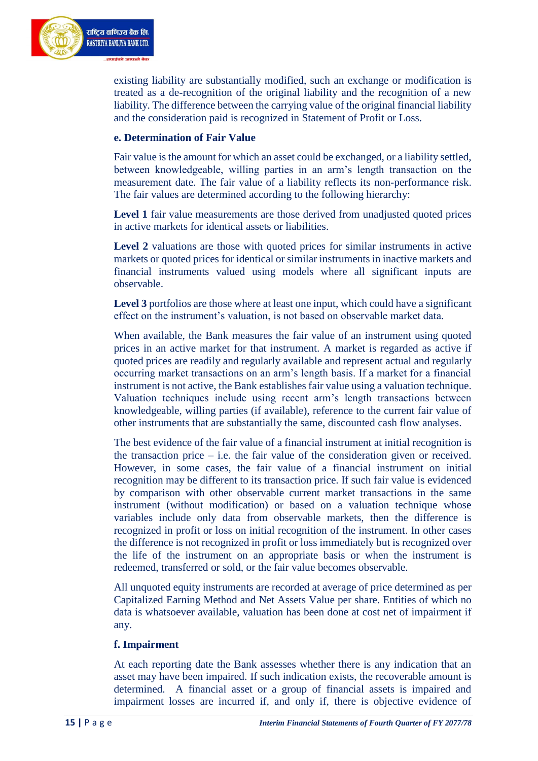existing liability are substantially modified, such an exchange or modification is treated as a de-recognition of the original liability and the recognition of a new liability. The difference between the carrying value of the original financial liability and the consideration paid is recognized in Statement of Profit or Loss.

**e. Determination of Fair Value**

Fair value is the amount for which an asset could be exchanged, or a liability settled, between knowledgeable, willing parties in an arm's length transaction on the measurement date. The fair value of a liability reflects its non-performance risk. The fair values are determined according to the following hierarchy:

**Level 1** fair value measurements are those derived from unadjusted quoted prices in active markets for identical assets or liabilities.

**Level 2** valuations are those with quoted prices for similar instruments in active markets or quoted prices for identical or similar instruments in inactive markets and financial instruments valued using models where all significant inputs are observable.

**Level 3** portfolios are those where at least one input, which could have a significant effect on the instrument's valuation, is not based on observable market data.

When available, the Bank measures the fair value of an instrument using quoted prices in an active market for that instrument. A market is regarded as active if quoted prices are readily and regularly available and represent actual and regularly occurring market transactions on an arm's length basis. If a market for a financial instrument is not active, the Bank establishes fair value using a valuation technique. Valuation techniques include using recent arm's length transactions between knowledgeable, willing parties (if available), reference to the current fair value of other instruments that are substantially the same, discounted cash flow analyses.

The best evidence of the fair value of a financial instrument at initial recognition is the transaction price – i.e. the fair value of the consideration given or received. However, in some cases, the fair value of a financial instrument on initial recognition may be different to its transaction price. If such fair value is evidenced by comparison with other observable current market transactions in the same instrument (without modification) or based on a valuation technique whose variables include only data from observable markets, then the difference is recognized in profit or loss on initial recognition of the instrument. In other cases the difference is not recognized in profit or loss immediately but is recognized over the life of the instrument on an appropriate basis or when the instrument is redeemed, transferred or sold, or the fair value becomes observable.

All unquoted equity instruments are recorded at average of price determined as per Capitalized Earning Method and Net Assets Value per share. Entities of which no data is whatsoever available, valuation has been done at cost net of impairment if any.

**f. Impairment**

At each reporting date the Bank assesses whether there is any indication that an asset may have been impaired. If such indication exists, the recoverable amount is determined. A financial asset or a group of financial assets is impaired and impairment losses are incurred if, and only if, there is objective evidence of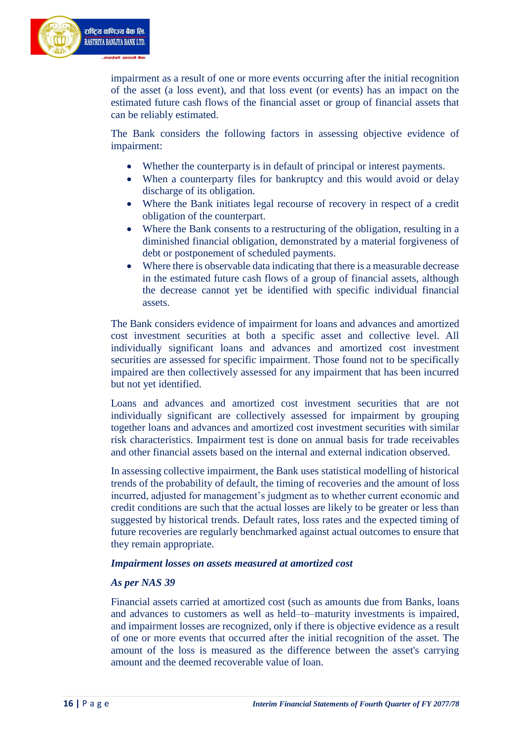impairment as a result of one or more events occurring after the initial recognition of the asset (a loss event), and that loss event (or events) has an impact on the estimated future cash flows of the financial asset or group of financial assets that can be reliably estimated.

The Bank considers the following factors in assessing objective evidence of impairment:

- Whether the counterparty is in default of principal or interest payments.
- When a counterparty files for bankruptcy and this would avoid or delay discharge of its obligation.
- Where the Bank initiates legal recourse of recovery in respect of a credit obligation of the counterpart.
- Where the Bank consents to a restructuring of the obligation, resulting in a diminished financial obligation, demonstrated by a material forgiveness of debt or postponement of scheduled payments.
- Where there is observable data indicating that there is a measurable decrease in the estimated future cash flows of a group of financial assets, although the decrease cannot yet be identified with specific individual financial assets.

The Bank considers evidence of impairment for loans and advances and amortized cost investment securities at both a specific asset and collective level. All individually significant loans and advances and amortized cost investment securities are assessed for specific impairment. Those found not to be specifically impaired are then collectively assessed for any impairment that has been incurred but not yet identified.

Loans and advances and amortized cost investment securities that are not individually significant are collectively assessed for impairment by grouping together loans and advances and amortized cost investment securities with similar risk characteristics. Impairment test is done on annual basis for trade receivables and other financial assets based on the internal and external indication observed.

In assessing collective impairment, the Bank uses statistical modelling of historical trends of the probability of default, the timing of recoveries and the amount of loss incurred, adjusted for management's judgment as to whether current economic and credit conditions are such that the actual losses are likely to be greater or less than suggested by historical trends. Default rates, loss rates and the expected timing of future recoveries are regularly benchmarked against actual outcomes to ensure that they remain appropriate.

***Impairment losses on assets measured at amortized cost***

***As per NAS 39***

Financial assets carried at amortized cost (such as amounts due from Banks, loans and advances to customers as well as held–to–maturity investments is impaired, and impairment losses are recognized, only if there is objective evidence as a result of one or more events that occurred after the initial recognition of the asset. The amount of the loss is measured as the difference between the asset's carrying amount and the deemed recoverable value of loan.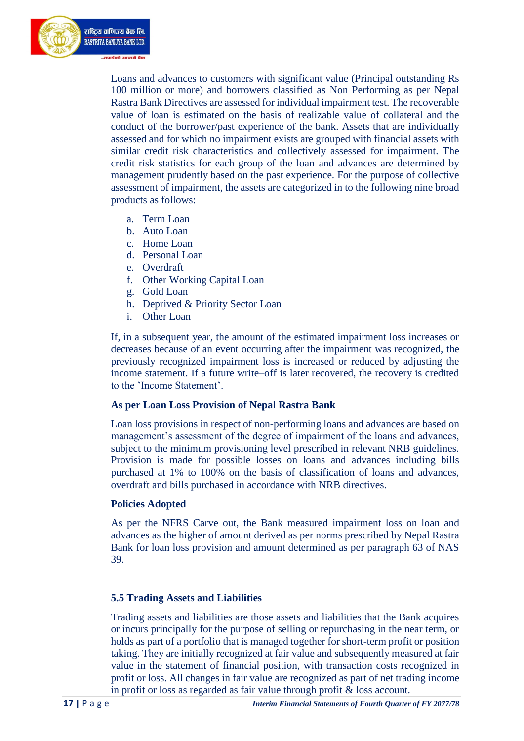Loans and advances to customers with significant value (Principal outstanding Rs 100 million or more) and borrowers classified as Non Performing as per Nepal Rastra Bank Directives are assessed for individual impairment test. The recoverable value of loan is estimated on the basis of realizable value of collateral and the conduct of the borrower/past experience of the bank. Assets that are individually assessed and for which no impairment exists are grouped with financial assets with similar credit risk characteristics and collectively assessed for impairment. The credit risk statistics for each group of the loan and advances are determined by management prudently based on the past experience. For the purpose of collective assessment of impairment, the assets are categorized in to the following nine broad products as follows:

a. Term Loan
b. Auto Loan
c. Home Loan
d. Personal Loan
e. Overdraft
f. Other Working Capital Loan
g. Gold Loan
h. Deprived & Priority Sector Loan
i. Other Loan

If, in a subsequent year, the amount of the estimated impairment loss increases or decreases because of an event occurring after the impairment was recognized, the previously recognized impairment loss is increased or reduced by adjusting the income statement. If a future write–off is later recovered, the recovery is credited to the 'Income Statement'.

**As per Loan Loss Provision of Nepal Rastra Bank**

Loan loss provisions in respect of non-performing loans and advances are based on management's assessment of the degree of impairment of the loans and advances, subject to the minimum provisioning level prescribed in relevant NRB guidelines. Provision is made for possible losses on loans and advances including bills purchased at 1% to 100% on the basis of classification of loans and advances, overdraft and bills purchased in accordance with NRB directives.

**Policies Adopted**

As per the NFRS Carve out, the Bank measured impairment loss on loan and advances as the higher of amount derived as per norms prescribed by Nepal Rastra Bank for loan loss provision and amount determined as per paragraph 63 of NAS 39.

### 5.5 Trading Assets and Liabilities

Trading assets and liabilities are those assets and liabilities that the Bank acquires or incurs principally for the purpose of selling or repurchasing in the near term, or holds as part of a portfolio that is managed together for short-term profit or position taking. They are initially recognized at fair value and subsequently measured at fair value in the statement of financial position, with transaction costs recognized in profit or loss. All changes in fair value are recognized as part of net trading income in profit or loss as regarded as fair value through profit & loss account.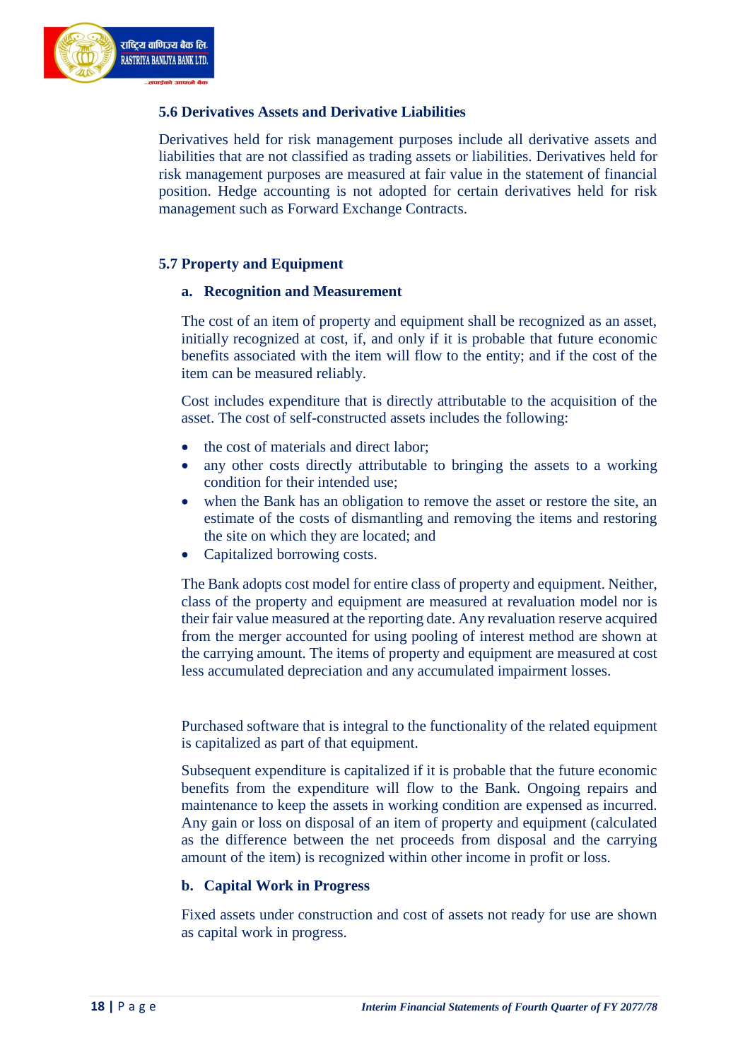## 5.6 Derivatives Assets and Derivative Liabilities

Derivatives held for risk management purposes include all derivative assets and liabilities that are not classified as trading assets or liabilities. Derivatives held for risk management purposes are measured at fair value in the statement of financial position. Hedge accounting is not adopted for certain derivatives held for risk management such as Forward Exchange Contracts.

## 5.7 Property and Equipment

### a. Recognition and Measurement

The cost of an item of property and equipment shall be recognized as an asset, initially recognized at cost, if, and only if it is probable that future economic benefits associated with the item will flow to the entity; and if the cost of the item can be measured reliably.

Cost includes expenditure that is directly attributable to the acquisition of the asset. The cost of self-constructed assets includes the following:

- the cost of materials and direct labor;
- any other costs directly attributable to bringing the assets to a working condition for their intended use;
- when the Bank has an obligation to remove the asset or restore the site, an estimate of the costs of dismantling and removing the items and restoring the site on which they are located; and
- Capitalized borrowing costs.

The Bank adopts cost model for entire class of property and equipment. Neither, class of the property and equipment are measured at revaluation model nor is their fair value measured at the reporting date. Any revaluation reserve acquired from the merger accounted for using pooling of interest method are shown at the carrying amount. The items of property and equipment are measured at cost less accumulated depreciation and any accumulated impairment losses.

Purchased software that is integral to the functionality of the related equipment is capitalized as part of that equipment.

Subsequent expenditure is capitalized if it is probable that the future economic benefits from the expenditure will flow to the Bank. Ongoing repairs and maintenance to keep the assets in working condition are expensed as incurred. Any gain or loss on disposal of an item of property and equipment (calculated as the difference between the net proceeds from disposal and the carrying amount of the item) is recognized within other income in profit or loss.

### b. Capital Work in Progress

Fixed assets under construction and cost of assets not ready for use are shown as capital work in progress.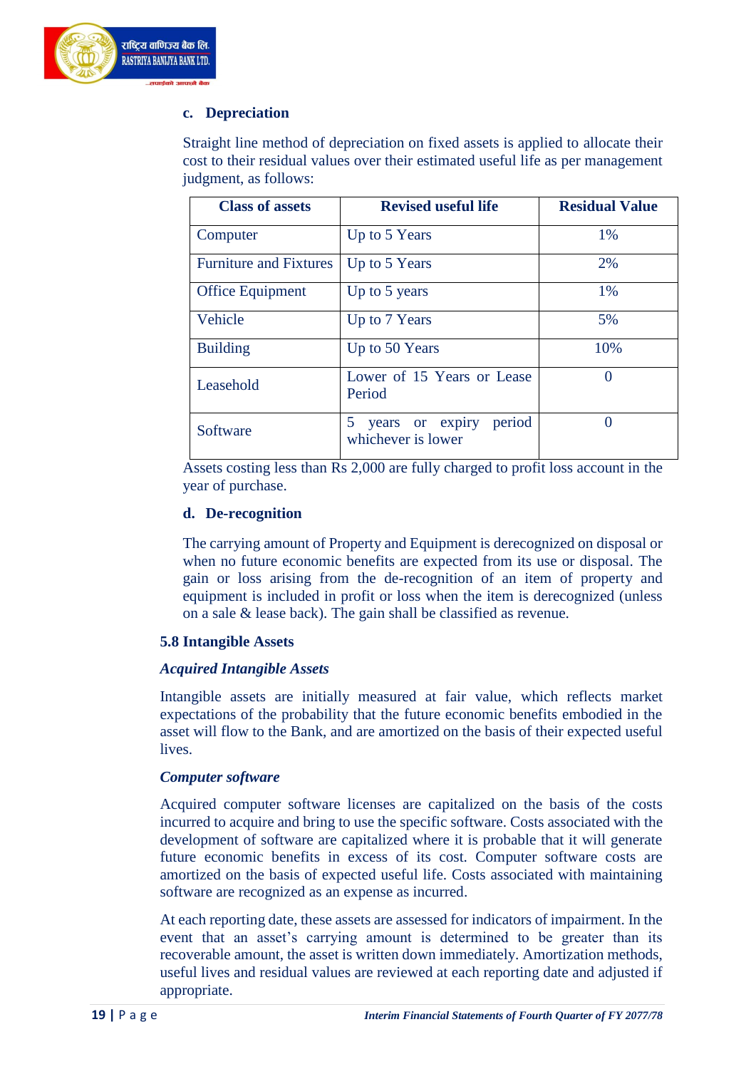#### c. Depreciation

Straight line method of depreciation on fixed assets is applied to allocate their cost to their residual values over their estimated useful life as per management judgment, as follows:

| Class of assets | Revised useful life | Residual Value |
|---|---|---|
| Computer | Up to 5 Years | 1% |
| Furniture and Fixtures | Up to 5 Years | 2% |
| Office Equipment | Up to 5 years | 1% |
| Vehicle | Up to 7 Years | 5% |
| Building | Up to 50 Years | 10% |
| Leasehold | Lower of 15 Years or Lease Period | 0 |
| Software | 5 years or expiry period whichever is lower | 0 |

Assets costing less than Rs 2,000 are fully charged to profit loss account in the year of purchase.

#### d. De-recognition

The carrying amount of Property and Equipment is derecognized on disposal or when no future economic benefits are expected from its use or disposal. The gain or loss arising from the de-recognition of an item of property and equipment is included in profit or loss when the item is derecognized (unless on a sale & lease back). The gain shall be classified as revenue.

### 5.8 Intangible Assets

***Acquired Intangible Assets***

Intangible assets are initially measured at fair value, which reflects market expectations of the probability that the future economic benefits embodied in the asset will flow to the Bank, and are amortized on the basis of their expected useful lives.

***Computer software***

Acquired computer software licenses are capitalized on the basis of the costs incurred to acquire and bring to use the specific software. Costs associated with the development of software are capitalized where it is probable that it will generate future economic benefits in excess of its cost. Computer software costs are amortized on the basis of expected useful life. Costs associated with maintaining software are recognized as an expense as incurred.

At each reporting date, these assets are assessed for indicators of impairment. In the event that an asset's carrying amount is determined to be greater than its recoverable amount, the asset is written down immediately. Amortization methods, useful lives and residual values are reviewed at each reporting date and adjusted if appropriate.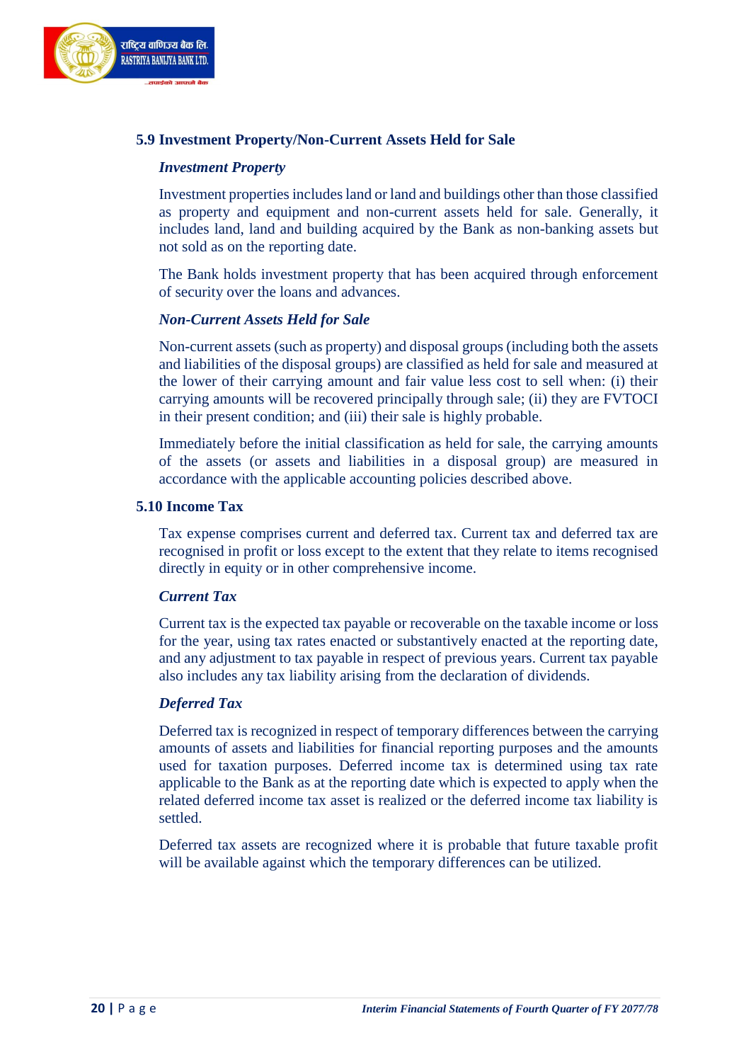## 5.9 Investment Property/Non-Current Assets Held for Sale

### *Investment Property*

Investment properties includes land or land and buildings other than those classified as property and equipment and non-current assets held for sale. Generally, it includes land, land and building acquired by the Bank as non-banking assets but not sold as on the reporting date.

The Bank holds investment property that has been acquired through enforcement of security over the loans and advances.

### *Non-Current Assets Held for Sale*

Non-current assets (such as property) and disposal groups (including both the assets and liabilities of the disposal groups) are classified as held for sale and measured at the lower of their carrying amount and fair value less cost to sell when: (i) their carrying amounts will be recovered principally through sale; (ii) they are FVTOCI in their present condition; and (iii) their sale is highly probable.

Immediately before the initial classification as held for sale, the carrying amounts of the assets (or assets and liabilities in a disposal group) are measured in accordance with the applicable accounting policies described above.

## 5.10 Income Tax

Tax expense comprises current and deferred tax. Current tax and deferred tax are recognised in profit or loss except to the extent that they relate to items recognised directly in equity or in other comprehensive income.

### *Current Tax*

Current tax is the expected tax payable or recoverable on the taxable income or loss for the year, using tax rates enacted or substantively enacted at the reporting date, and any adjustment to tax payable in respect of previous years. Current tax payable also includes any tax liability arising from the declaration of dividends.

### *Deferred Tax*

Deferred tax is recognized in respect of temporary differences between the carrying amounts of assets and liabilities for financial reporting purposes and the amounts used for taxation purposes. Deferred income tax is determined using tax rate applicable to the Bank as at the reporting date which is expected to apply when the related deferred income tax asset is realized or the deferred income tax liability is settled.

Deferred tax assets are recognized where it is probable that future taxable profit will be available against which the temporary differences can be utilized.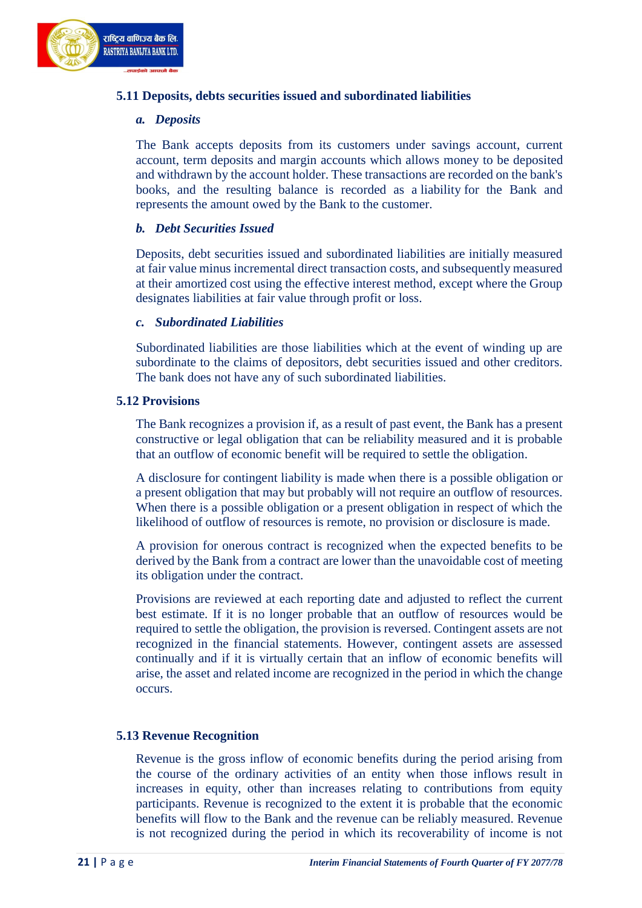### 5.11 Deposits, debts securities issued and subordinated liabilities

#### *a. Deposits*

The Bank accepts deposits from its customers under savings account, current account, term deposits and margin accounts which allows money to be deposited and withdrawn by the account holder. These transactions are recorded on the bank's books, and the resulting balance is recorded as a liability for the Bank and represents the amount owed by the Bank to the customer.

#### *b. Debt Securities Issued*

Deposits, debt securities issued and subordinated liabilities are initially measured at fair value minus incremental direct transaction costs, and subsequently measured at their amortized cost using the effective interest method, except where the Group designates liabilities at fair value through profit or loss.

#### *c. Subordinated Liabilities*

Subordinated liabilities are those liabilities which at the event of winding up are subordinate to the claims of depositors, debt securities issued and other creditors. The bank does not have any of such subordinated liabilities.

### 5.12 Provisions

The Bank recognizes a provision if, as a result of past event, the Bank has a present constructive or legal obligation that can be reliability measured and it is probable that an outflow of economic benefit will be required to settle the obligation.

A disclosure for contingent liability is made when there is a possible obligation or a present obligation that may but probably will not require an outflow of resources. When there is a possible obligation or a present obligation in respect of which the likelihood of outflow of resources is remote, no provision or disclosure is made.

A provision for onerous contract is recognized when the expected benefits to be derived by the Bank from a contract are lower than the unavoidable cost of meeting its obligation under the contract.

Provisions are reviewed at each reporting date and adjusted to reflect the current best estimate. If it is no longer probable that an outflow of resources would be required to settle the obligation, the provision is reversed. Contingent assets are not recognized in the financial statements. However, contingent assets are assessed continually and if it is virtually certain that an inflow of economic benefits will arise, the asset and related income are recognized in the period in which the change occurs.

### 5.13 Revenue Recognition

Revenue is the gross inflow of economic benefits during the period arising from the course of the ordinary activities of an entity when those inflows result in increases in equity, other than increases relating to contributions from equity participants. Revenue is recognized to the extent it is probable that the economic benefits will flow to the Bank and the revenue can be reliably measured. Revenue is not recognized during the period in which its recoverability of income is not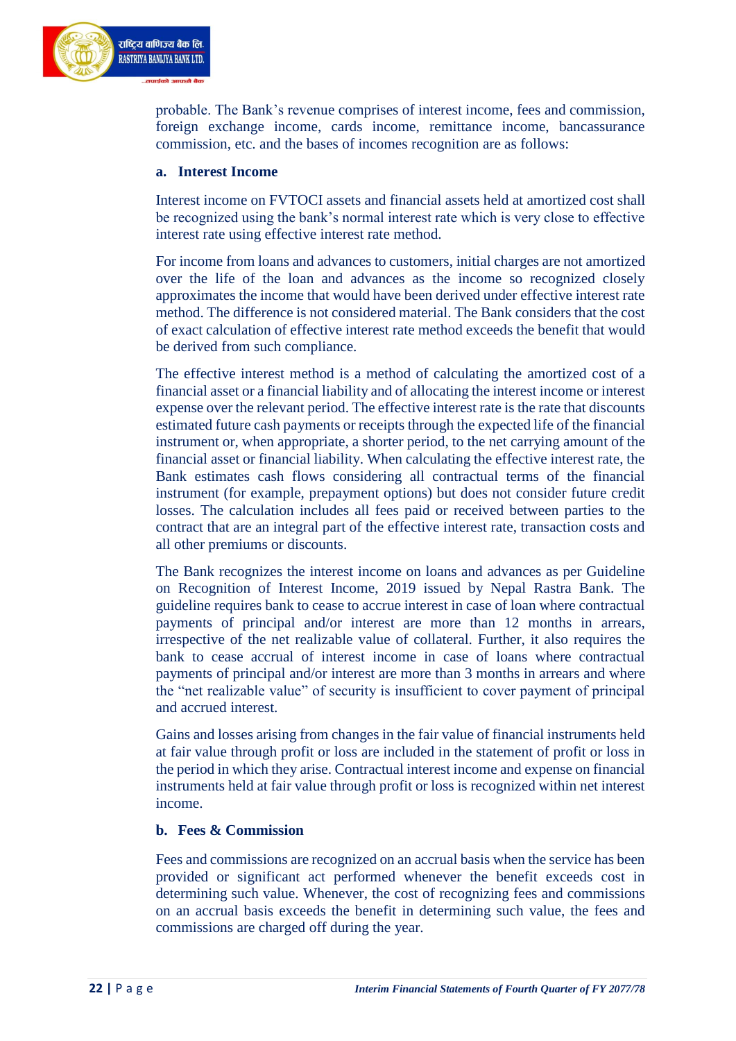probable. The Bank's revenue comprises of interest income, fees and commission, foreign exchange income, cards income, remittance income, bancassurance commission, etc. and the bases of incomes recognition are as follows:

**a. Interest Income**

Interest income on FVTOCI assets and financial assets held at amortized cost shall be recognized using the bank's normal interest rate which is very close to effective interest rate using effective interest rate method.

For income from loans and advances to customers, initial charges are not amortized over the life of the loan and advances as the income so recognized closely approximates the income that would have been derived under effective interest rate method. The difference is not considered material. The Bank considers that the cost of exact calculation of effective interest rate method exceeds the benefit that would be derived from such compliance.

The effective interest method is a method of calculating the amortized cost of a financial asset or a financial liability and of allocating the interest income or interest expense over the relevant period. The effective interest rate is the rate that discounts estimated future cash payments or receipts through the expected life of the financial instrument or, when appropriate, a shorter period, to the net carrying amount of the financial asset or financial liability. When calculating the effective interest rate, the Bank estimates cash flows considering all contractual terms of the financial instrument (for example, prepayment options) but does not consider future credit losses. The calculation includes all fees paid or received between parties to the contract that are an integral part of the effective interest rate, transaction costs and all other premiums or discounts.

The Bank recognizes the interest income on loans and advances as per Guideline on Recognition of Interest Income, 2019 issued by Nepal Rastra Bank. The guideline requires bank to cease to accrue interest in case of loan where contractual payments of principal and/or interest are more than 12 months in arrears, irrespective of the net realizable value of collateral. Further, it also requires the bank to cease accrual of interest income in case of loans where contractual payments of principal and/or interest are more than 3 months in arrears and where the "net realizable value" of security is insufficient to cover payment of principal and accrued interest.

Gains and losses arising from changes in the fair value of financial instruments held at fair value through profit or loss are included in the statement of profit or loss in the period in which they arise. Contractual interest income and expense on financial instruments held at fair value through profit or loss is recognized within net interest income.

**b. Fees & Commission**

Fees and commissions are recognized on an accrual basis when the service has been provided or significant act performed whenever the benefit exceeds cost in determining such value. Whenever, the cost of recognizing fees and commissions on an accrual basis exceeds the benefit in determining such value, the fees and commissions are charged off during the year.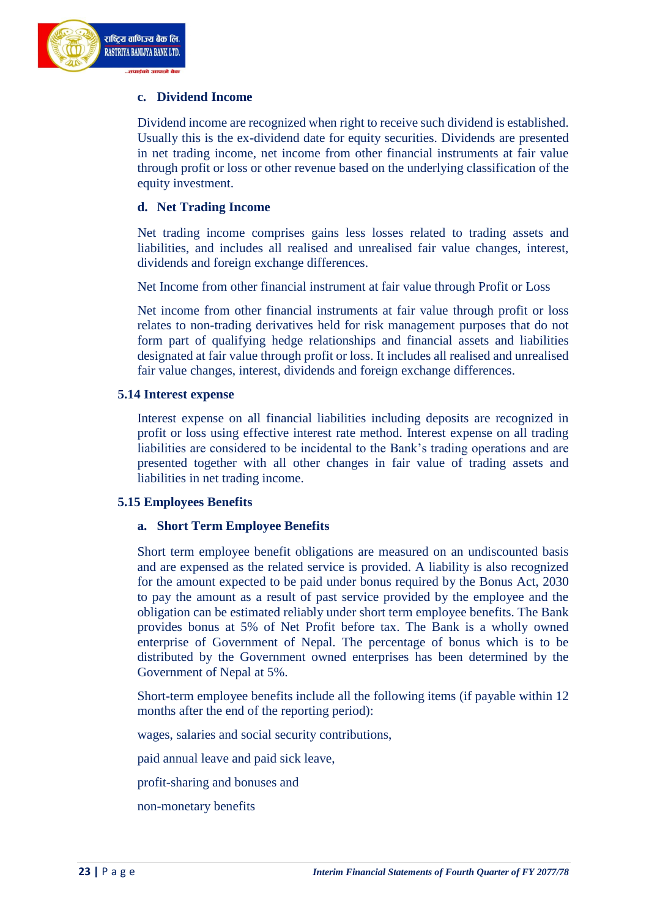### c. Dividend Income

Dividend income are recognized when right to receive such dividend is established. Usually this is the ex-dividend date for equity securities. Dividends are presented in net trading income, net income from other financial instruments at fair value through profit or loss or other revenue based on the underlying classification of the equity investment.

### d. Net Trading Income

Net trading income comprises gains less losses related to trading assets and liabilities, and includes all realised and unrealised fair value changes, interest, dividends and foreign exchange differences.

Net Income from other financial instrument at fair value through Profit or Loss

Net income from other financial instruments at fair value through profit or loss relates to non-trading derivatives held for risk management purposes that do not form part of qualifying hedge relationships and financial assets and liabilities designated at fair value through profit or loss. It includes all realised and unrealised fair value changes, interest, dividends and foreign exchange differences.

## 5.14 Interest expense

Interest expense on all financial liabilities including deposits are recognized in profit or loss using effective interest rate method. Interest expense on all trading liabilities are considered to be incidental to the Bank's trading operations and are presented together with all other changes in fair value of trading assets and liabilities in net trading income.

## 5.15 Employees Benefits

### a. Short Term Employee Benefits

Short term employee benefit obligations are measured on an undiscounted basis and are expensed as the related service is provided. A liability is also recognized for the amount expected to be paid under bonus required by the Bonus Act, 2030 to pay the amount as a result of past service provided by the employee and the obligation can be estimated reliably under short term employee benefits. The Bank provides bonus at 5% of Net Profit before tax. The Bank is a wholly owned enterprise of Government of Nepal. The percentage of bonus which is to be distributed by the Government owned enterprises has been determined by the Government of Nepal at 5%.

Short-term employee benefits include all the following items (if payable within 12 months after the end of the reporting period):

wages, salaries and social security contributions,

paid annual leave and paid sick leave,

profit-sharing and bonuses and

non-monetary benefits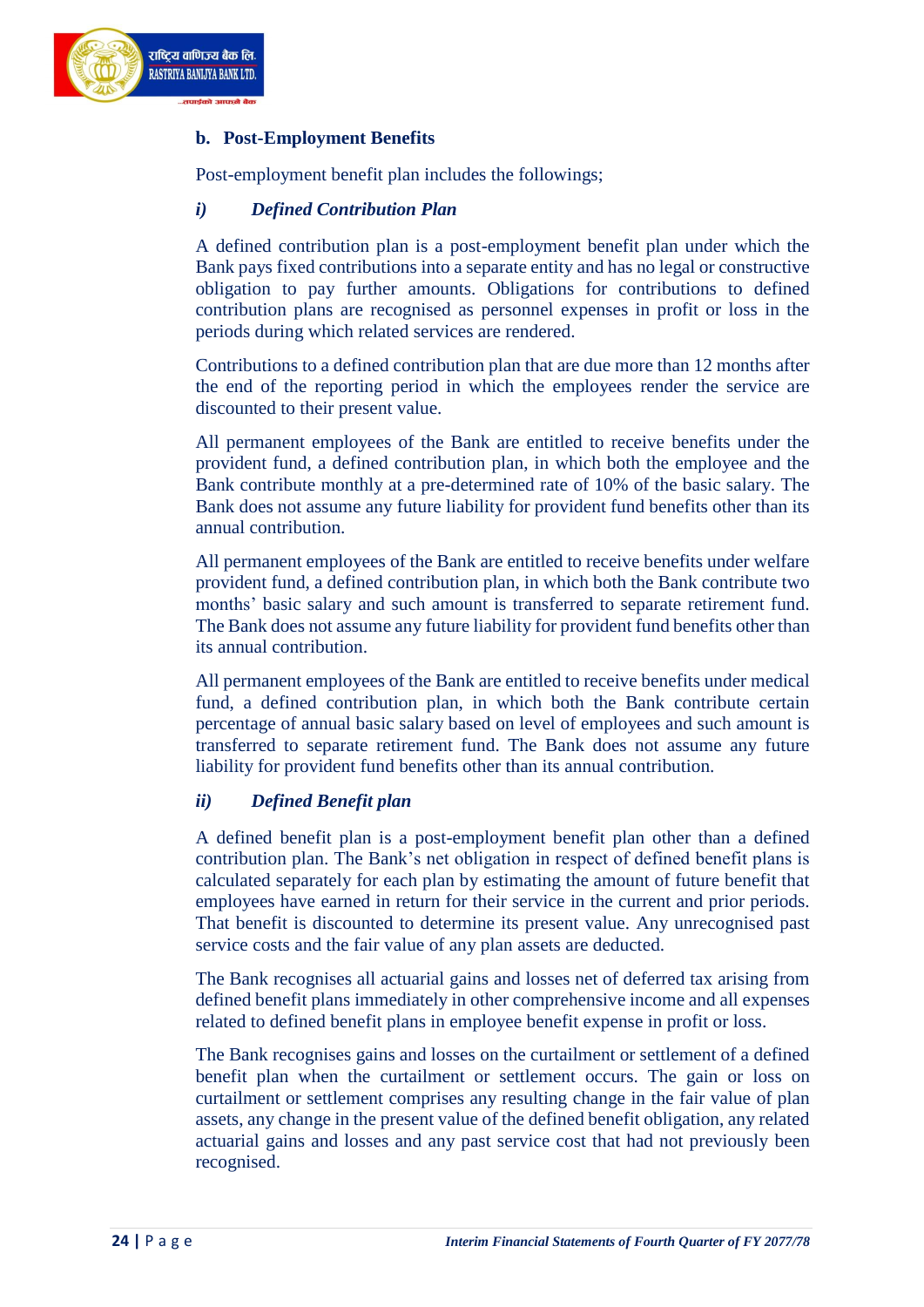**b. Post-Employment Benefits**

Post-employment benefit plan includes the followings;

***i) Defined Contribution Plan***

A defined contribution plan is a post-employment benefit plan under which the Bank pays fixed contributions into a separate entity and has no legal or constructive obligation to pay further amounts. Obligations for contributions to defined contribution plans are recognised as personnel expenses in profit or loss in the periods during which related services are rendered.

Contributions to a defined contribution plan that are due more than 12 months after the end of the reporting period in which the employees render the service are discounted to their present value.

All permanent employees of the Bank are entitled to receive benefits under the provident fund, a defined contribution plan, in which both the employee and the Bank contribute monthly at a pre-determined rate of 10% of the basic salary. The Bank does not assume any future liability for provident fund benefits other than its annual contribution.

All permanent employees of the Bank are entitled to receive benefits under welfare provident fund, a defined contribution plan, in which both the Bank contribute two months' basic salary and such amount is transferred to separate retirement fund. The Bank does not assume any future liability for provident fund benefits other than its annual contribution.

All permanent employees of the Bank are entitled to receive benefits under medical fund, a defined contribution plan, in which both the Bank contribute certain percentage of annual basic salary based on level of employees and such amount is transferred to separate retirement fund. The Bank does not assume any future liability for provident fund benefits other than its annual contribution.

***ii) Defined Benefit plan***

A defined benefit plan is a post-employment benefit plan other than a defined contribution plan. The Bank's net obligation in respect of defined benefit plans is calculated separately for each plan by estimating the amount of future benefit that employees have earned in return for their service in the current and prior periods. That benefit is discounted to determine its present value. Any unrecognised past service costs and the fair value of any plan assets are deducted.

The Bank recognises all actuarial gains and losses net of deferred tax arising from defined benefit plans immediately in other comprehensive income and all expenses related to defined benefit plans in employee benefit expense in profit or loss.

The Bank recognises gains and losses on the curtailment or settlement of a defined benefit plan when the curtailment or settlement occurs. The gain or loss on curtailment or settlement comprises any resulting change in the fair value of plan assets, any change in the present value of the defined benefit obligation, any related actuarial gains and losses and any past service cost that had not previously been recognised.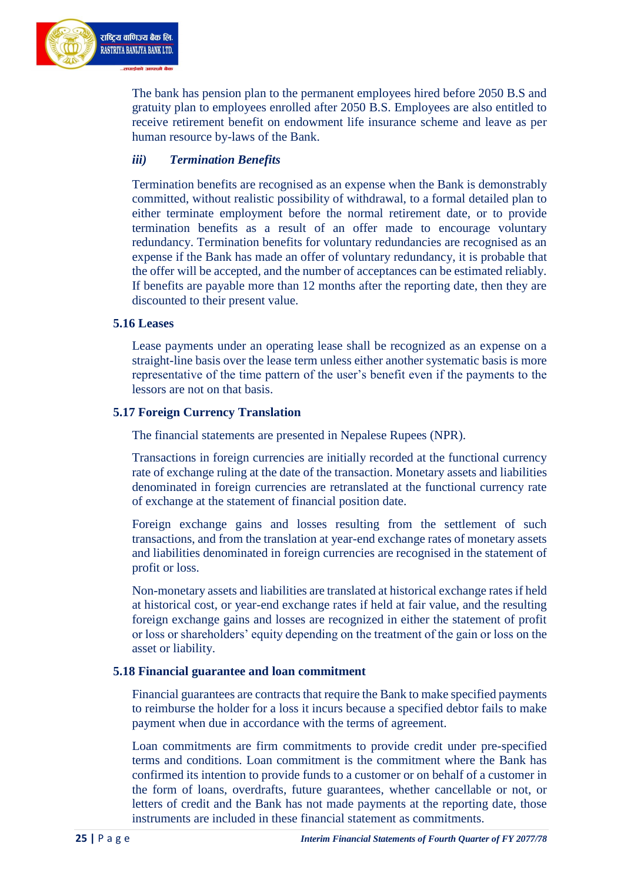The bank has pension plan to the permanent employees hired before 2050 B.S and gratuity plan to employees enrolled after 2050 B.S. Employees are also entitled to receive retirement benefit on endowment life insurance scheme and leave as per human resource by-laws of the Bank.

***iii) Termination Benefits***

Termination benefits are recognised as an expense when the Bank is demonstrably committed, without realistic possibility of withdrawal, to a formal detailed plan to either terminate employment before the normal retirement date, or to provide termination benefits as a result of an offer made to encourage voluntary redundancy. Termination benefits for voluntary redundancies are recognised as an expense if the Bank has made an offer of voluntary redundancy, it is probable that the offer will be accepted, and the number of acceptances can be estimated reliably. If benefits are payable more than 12 months after the reporting date, then they are discounted to their present value.

### 5.16 Leases

Lease payments under an operating lease shall be recognized as an expense on a straight-line basis over the lease term unless either another systematic basis is more representative of the time pattern of the user's benefit even if the payments to the lessors are not on that basis.

### 5.17 Foreign Currency Translation

The financial statements are presented in Nepalese Rupees (NPR).

Transactions in foreign currencies are initially recorded at the functional currency rate of exchange ruling at the date of the transaction. Monetary assets and liabilities denominated in foreign currencies are retranslated at the functional currency rate of exchange at the statement of financial position date.

Foreign exchange gains and losses resulting from the settlement of such transactions, and from the translation at year-end exchange rates of monetary assets and liabilities denominated in foreign currencies are recognised in the statement of profit or loss.

Non-monetary assets and liabilities are translated at historical exchange rates if held at historical cost, or year-end exchange rates if held at fair value, and the resulting foreign exchange gains and losses are recognized in either the statement of profit or loss or shareholders' equity depending on the treatment of the gain or loss on the asset or liability.

### 5.18 Financial guarantee and loan commitment

Financial guarantees are contracts that require the Bank to make specified payments to reimburse the holder for a loss it incurs because a specified debtor fails to make payment when due in accordance with the terms of agreement.

Loan commitments are firm commitments to provide credit under pre-specified terms and conditions. Loan commitment is the commitment where the Bank has confirmed its intention to provide funds to a customer or on behalf of a customer in the form of loans, overdrafts, future guarantees, whether cancellable or not, or letters of credit and the Bank has not made payments at the reporting date, those instruments are included in these financial statement as commitments.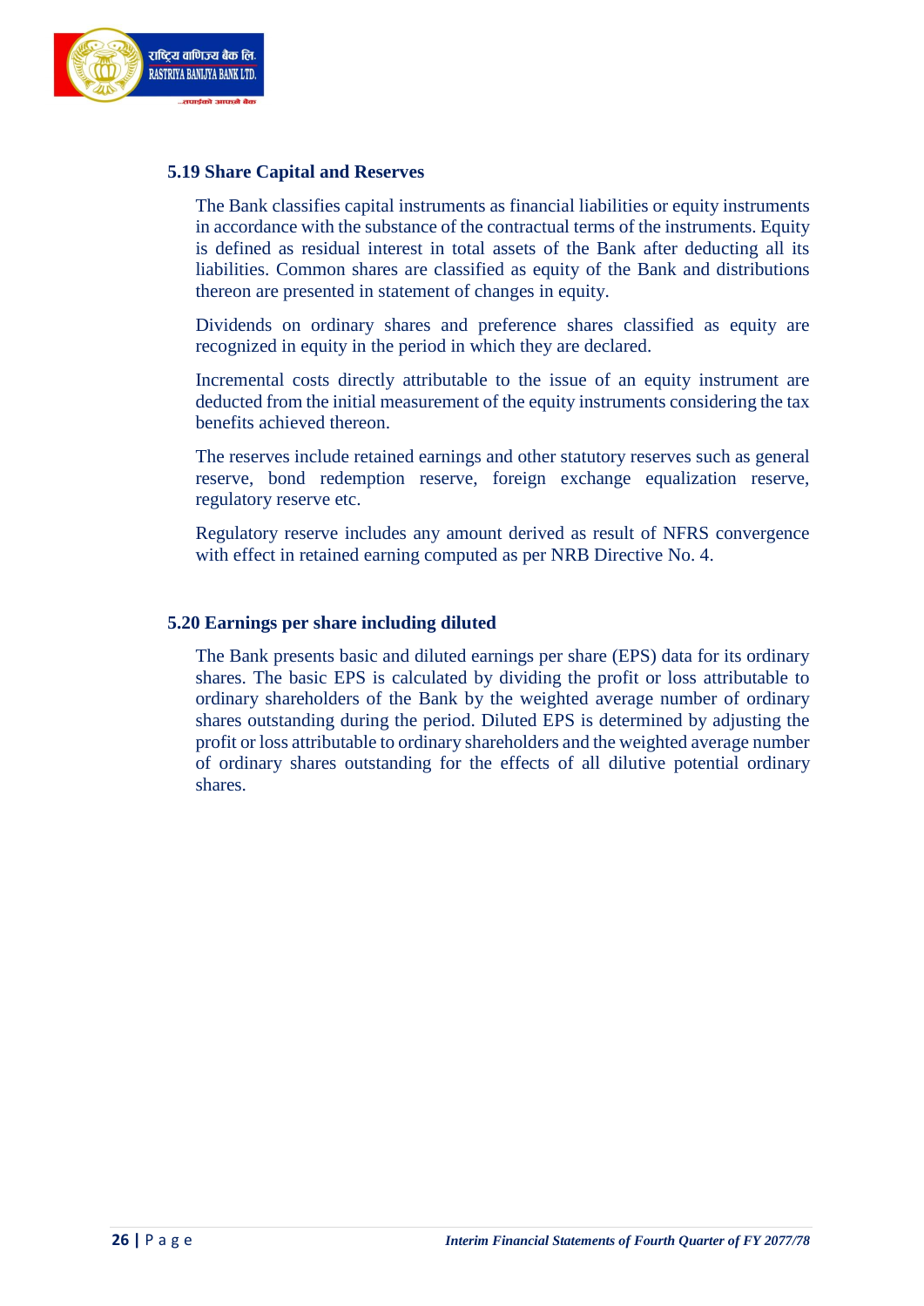### 5.19 Share Capital and Reserves

The Bank classifies capital instruments as financial liabilities or equity instruments in accordance with the substance of the contractual terms of the instruments. Equity is defined as residual interest in total assets of the Bank after deducting all its liabilities. Common shares are classified as equity of the Bank and distributions thereon are presented in statement of changes in equity.

Dividends on ordinary shares and preference shares classified as equity are recognized in equity in the period in which they are declared.

Incremental costs directly attributable to the issue of an equity instrument are deducted from the initial measurement of the equity instruments considering the tax benefits achieved thereon.

The reserves include retained earnings and other statutory reserves such as general reserve, bond redemption reserve, foreign exchange equalization reserve, regulatory reserve etc.

Regulatory reserve includes any amount derived as result of NFRS convergence with effect in retained earning computed as per NRB Directive No. 4.

### 5.20 Earnings per share including diluted

The Bank presents basic and diluted earnings per share (EPS) data for its ordinary shares. The basic EPS is calculated by dividing the profit or loss attributable to ordinary shareholders of the Bank by the weighted average number of ordinary shares outstanding during the period. Diluted EPS is determined by adjusting the profit or loss attributable to ordinary shareholders and the weighted average number of ordinary shares outstanding for the effects of all dilutive potential ordinary shares.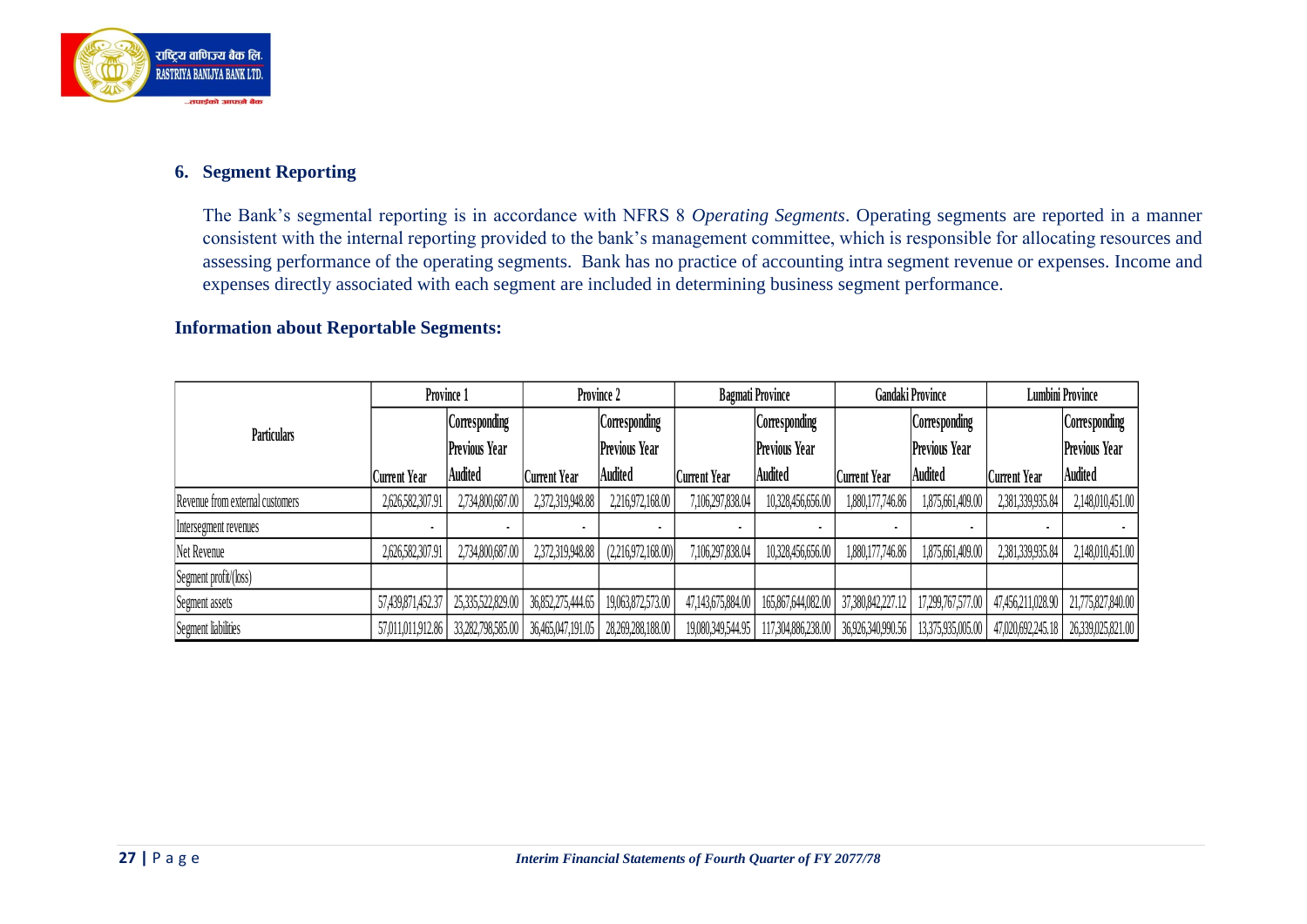## 6. Segment Reporting

The Bank's segmental reporting is in accordance with NFRS 8 *Operating Segments*. Operating segments are reported in a manner consistent with the internal reporting provided to the bank's management committee, which is responsible for allocating resources and assessing performance of the operating segments. Bank has no practice of accounting intra segment revenue or expenses. Income and expenses directly associated with each segment are included in determining business segment performance.

### Information about Reportable Segments:

| Particulars | Province 1 | | Province 2 | | Bagmati Province | | Gandaki Province | | Lumbini Province | |
|---|---|---|---|---|---|---|---|---|---|---|
| | Current Year | Corresponding Previous Year Audited | Current Year | Corresponding Previous Year Audited | Current Year | Corresponding Previous Year Audited | Current Year | Corresponding Previous Year Audited | Current Year | Corresponding Previous Year Audited |
| Revenue from external customers | 2,626,582,307.91 | 2,734,800,687.00 | 2,372,319,948.88 | 2,216,972,168.00 | 7,106,297,838.04 | 10,328,456,656.00 | 1,880,177,746.86 | 1,875,661,409.00 | 2,381,339,935.84 | 2,148,010,451.00 |
| Intersegment revenues | - | - | - | - | - | - | - | - | - | - |
| Net Revenue | 2,626,582,307.91 | 2,734,800,687.00 | 2,372,319,948.88 | (2,216,972,168.00) | 7,106,297,838.04 | 10,328,456,656.00 | 1,880,177,746.86 | 1,875,661,409.00 | 2,381,339,935.84 | 2,148,010,451.00 |
| Segment profit/(loss) | | | | | | | | | | |
| Segment assets | 57,439,871,452.37 | 25,335,522,829.00 | 36,852,275,444.65 | 19,063,872,573.00 | 47,143,675,884.00 | 165,867,644,082.00 | 37,380,842,227.12 | 17,299,767,577.00 | 47,456,211,028.90 | 21,775,827,840.00 |
| Segment liabilities | 57,011,011,912.86 | 33,282,798,585.00 | 36,465,047,191.05 | 28,269,288,188.00 | 19,080,349,544.95 | 117,304,886,238.00 | 36,926,340,990.56 | 13,375,935,005.00 | 47,020,692,245.18 | 26,339,025,821.00 |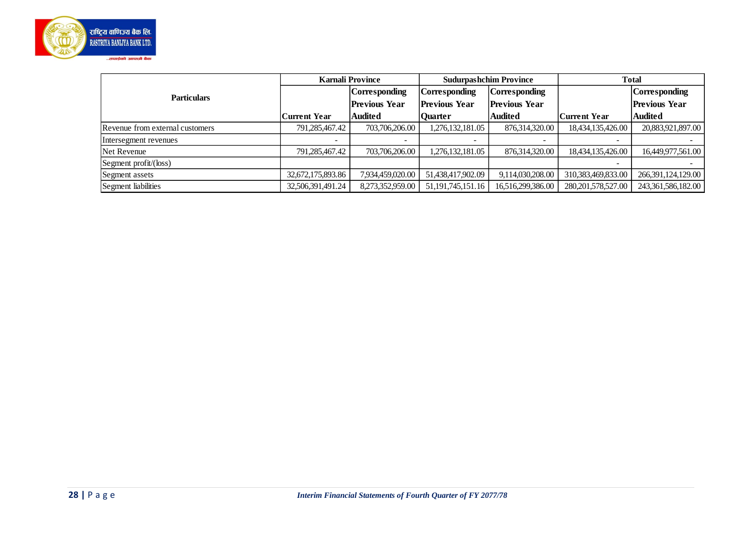| Particulars | Karnali Province | | Sudurpashchim Province | | Total | |
|---|---|---|---|---|---|---|
| | Current Year | Corresponding Previous Year Audited | Corresponding Previous Year Quarter | Corresponding Previous Year Audited | Current Year | Corresponding Previous Year Audited |
| Revenue from external customers | 791,285,467.42 | 703,706,206.00 | 1,276,132,181.05 | 876,314,320.00 | 18,434,135,426.00 | 20,883,921,897.00 |
| Intersegment revenues | - | - | - | - | - | - |
| Net Revenue | 791,285,467.42 | 703,706,206.00 | 1,276,132,181.05 | 876,314,320.00 | 18,434,135,426.00 | 16,449,977,561.00 |
| Segment profit/(loss) | | | | | - | - |
| Segment assets | 32,672,175,893.86 | 7,934,459,020.00 | 51,438,417,902.09 | 9,114,030,208.00 | 310,383,469,833.00 | 266,391,124,129.00 |
| Segment liabilities | 32,506,391,491.24 | 8,273,352,959.00 | 51,191,745,151.16 | 16,516,299,386.00 | 280,201,578,527.00 | 243,361,586,182.00 |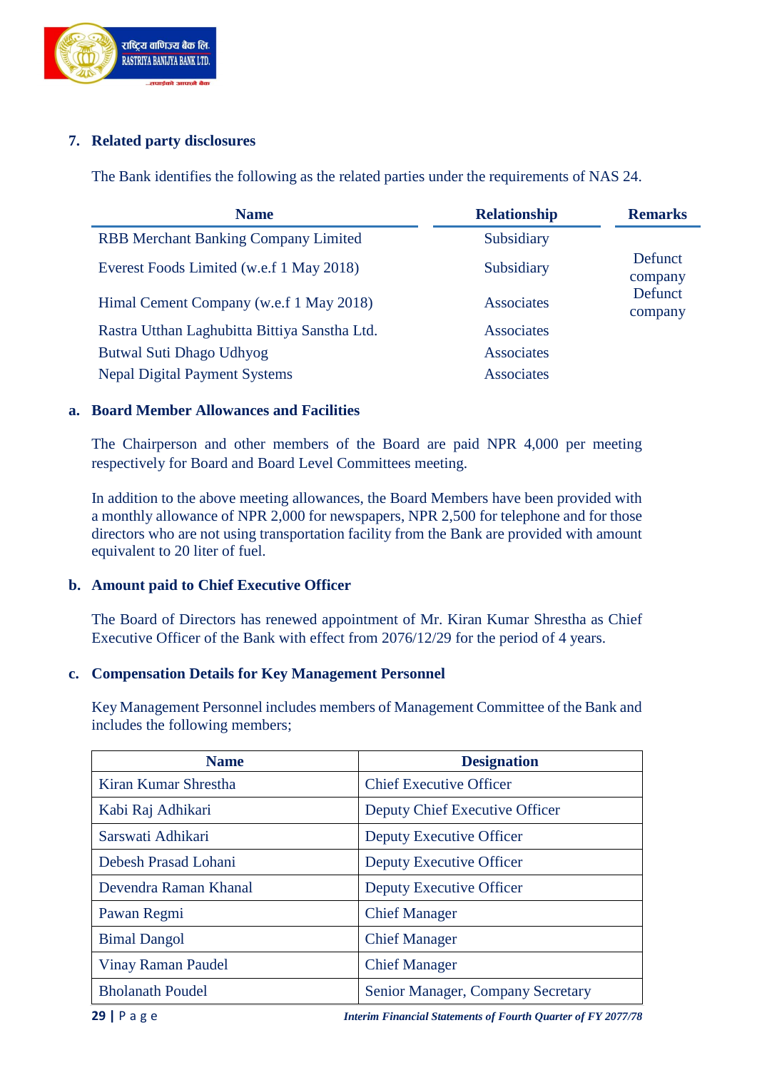## 7. Related party disclosures

The Bank identifies the following as the related parties under the requirements of NAS 24.

| Name | Relationship | Remarks |
|---|---|---|
| RBB Merchant Banking Company Limited | Subsidiary | |
| Everest Foods Limited (w.e.f 1 May 2018) | Subsidiary | Defunct company |
| Himal Cement Company (w.e.f 1 May 2018) | Associates | Defunct company |
| Rastra Utthan Laghubitta Bittiya Sanstha Ltd. | Associates | |
| Butwal Suti Dhago Udhyog | Associates | |
| Nepal Digital Payment Systems | Associates | |

### a. Board Member Allowances and Facilities

The Chairperson and other members of the Board are paid NPR 4,000 per meeting respectively for Board and Board Level Committees meeting.

In addition to the above meeting allowances, the Board Members have been provided with a monthly allowance of NPR 2,000 for newspapers, NPR 2,500 for telephone and for those directors who are not using transportation facility from the Bank are provided with amount equivalent to 20 liter of fuel.

### b. Amount paid to Chief Executive Officer

The Board of Directors has renewed appointment of Mr. Kiran Kumar Shrestha as Chief Executive Officer of the Bank with effect from 2076/12/29 for the period of 4 years.

### c. Compensation Details for Key Management Personnel

Key Management Personnel includes members of Management Committee of the Bank and includes the following members;

| Name | Designation |
|---|---|
| Kiran Kumar Shrestha | Chief Executive Officer |
| Kabi Raj Adhikari | Deputy Chief Executive Officer |
| Sarswati Adhikari | Deputy Executive Officer |
| Debesh Prasad Lohani | Deputy Executive Officer |
| Devendra Raman Khanal | Deputy Executive Officer |
| Pawan Regmi | Chief Manager |
| Bimal Dangol | Chief Manager |
| Vinay Raman Paudel | Chief Manager |
| Bholanath Poudel | Senior Manager, Company Secretary |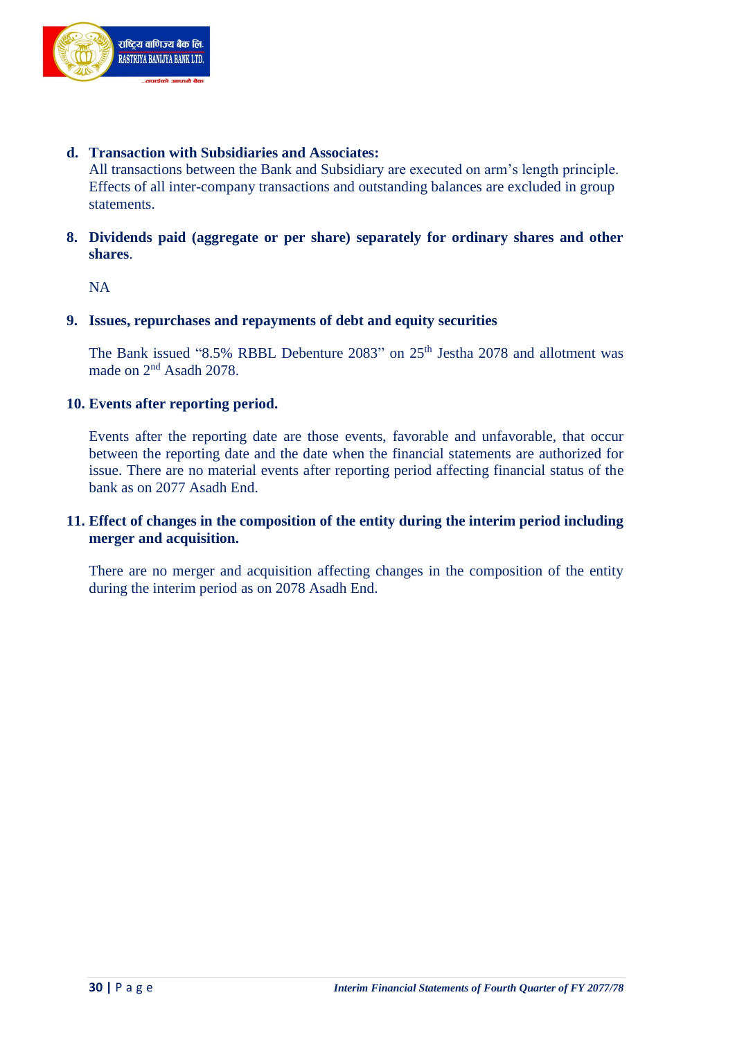**d. Transaction with Subsidiaries and Associates:**
All transactions between the Bank and Subsidiary are executed on arm's length principle. Effects of all inter-company transactions and outstanding balances are excluded in group statements.

**8. Dividends paid (aggregate or per share) separately for ordinary shares and other shares.**

NA

**9. Issues, repurchases and repayments of debt and equity securities**

The Bank issued "8.5% RBBL Debenture 2083" on 25th Jestha 2078 and allotment was made on 2nd Asadh 2078.

**10. Events after reporting period.**

Events after the reporting date are those events, favorable and unfavorable, that occur between the reporting date and the date when the financial statements are authorized for issue. There are no material events after reporting period affecting financial status of the bank as on 2077 Asadh End.

**11. Effect of changes in the composition of the entity during the interim period including merger and acquisition.**

There are no merger and acquisition affecting changes in the composition of the entity during the interim period as on 2078 Asadh End.